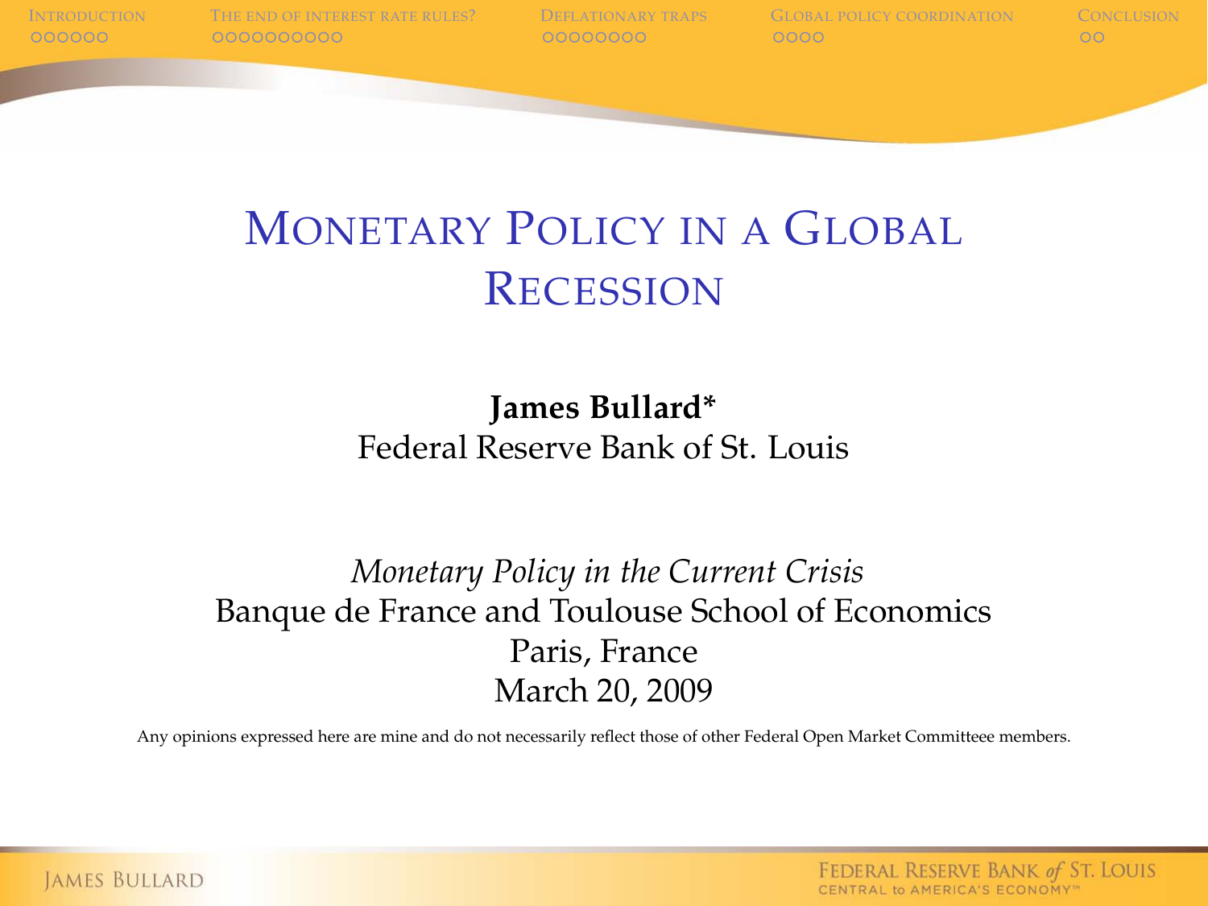# Monetary Policy in a Global Recession

**James Bullard***
Federal Reserve Bank of St. Louis

*Monetary Policy in the Current Crisis*
Banque de France and Toulouse School of Economics
Paris, France
March 20, 2009

Any opinions expressed here are mine and do not necessarily reflect those of other Federal Open Market Committeee members.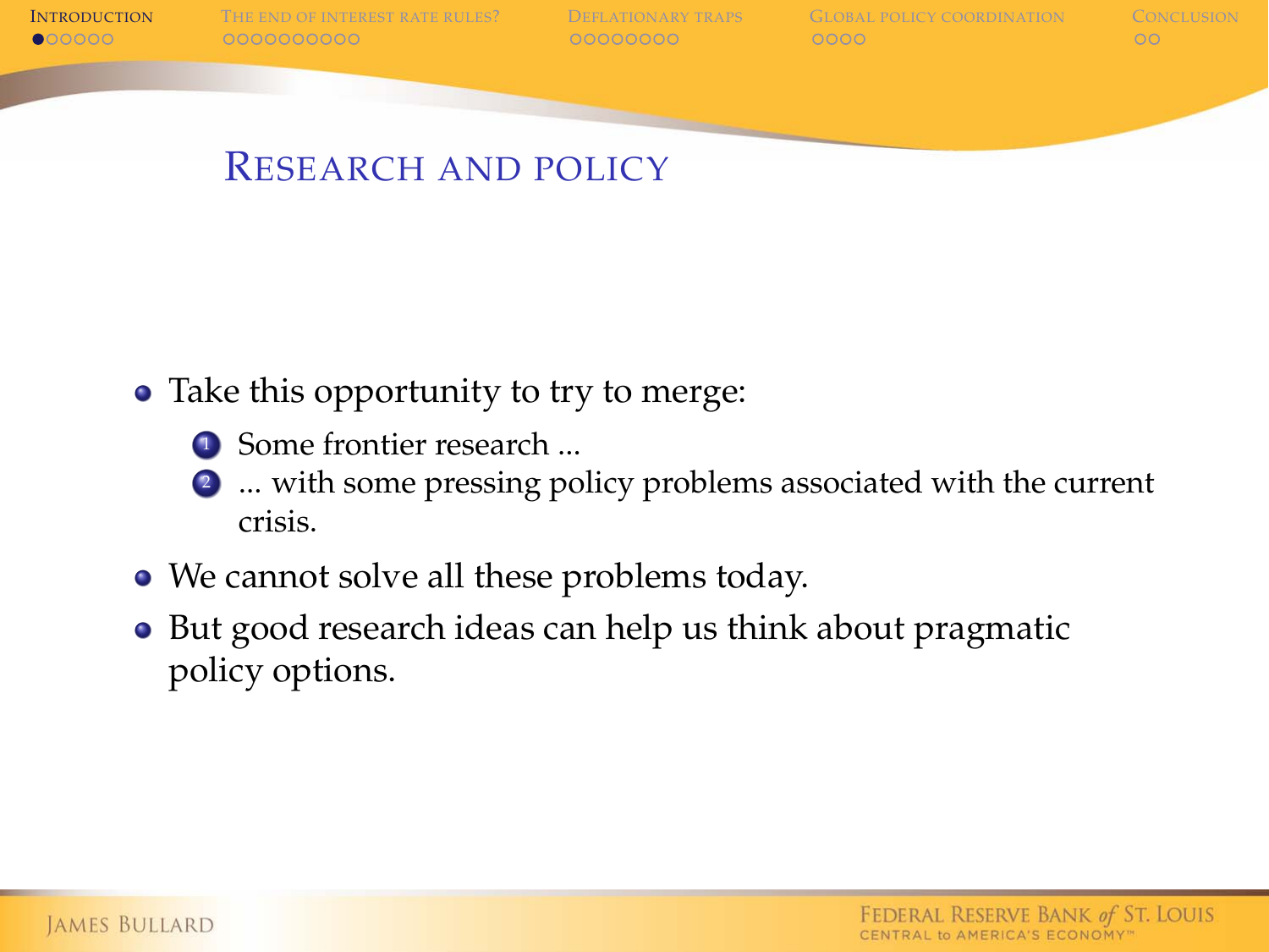## Research and policy

- Take this opportunity to try to merge:
  1. Some frontier research ...
  2. ... with some pressing policy problems associated with the current crisis.
- We cannot solve all these problems today.
- But good research ideas can help us think about pragmatic policy options.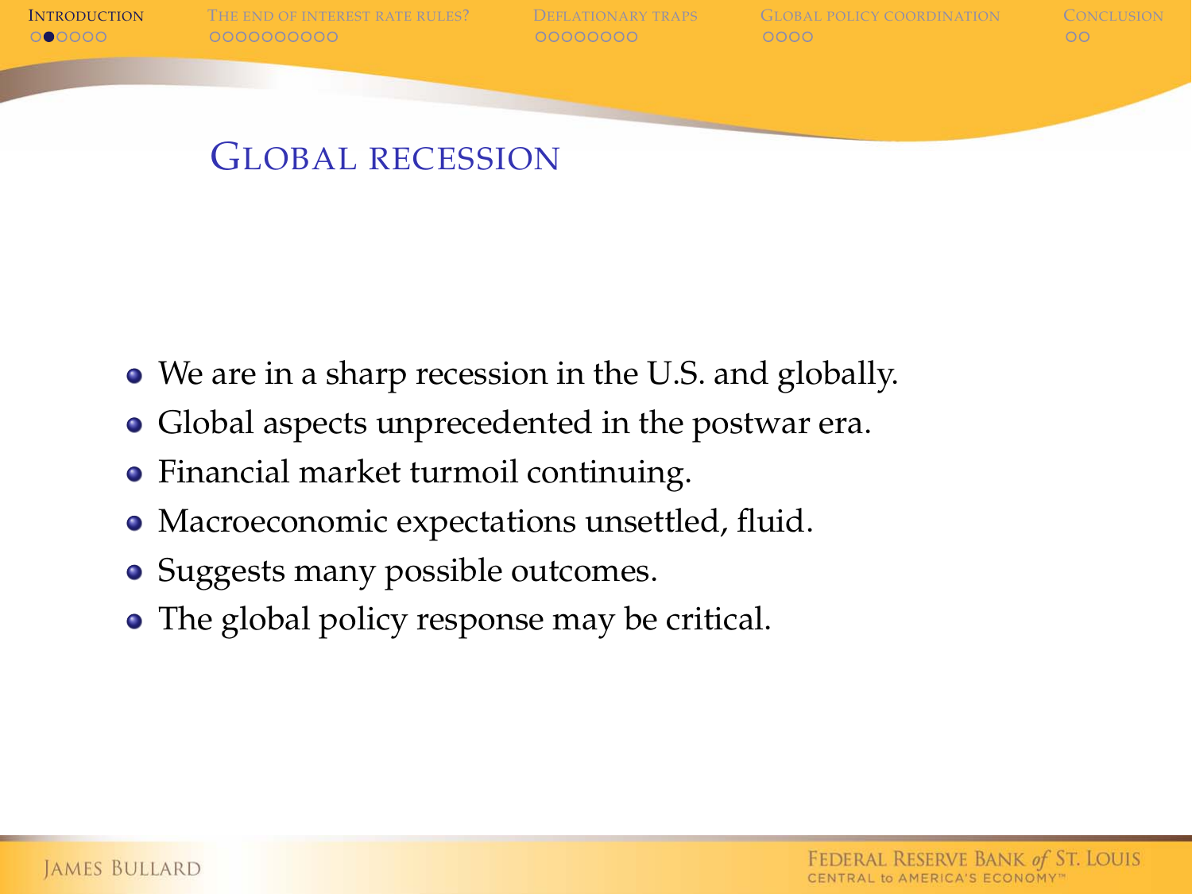# Global recession

- We are in a sharp recession in the U.S. and globally.
- Global aspects unprecedented in the postwar era.
- Financial market turmoil continuing.
- Macroeconomic expectations unsettled, fluid.
- Suggests many possible outcomes.
- The global policy response may be critical.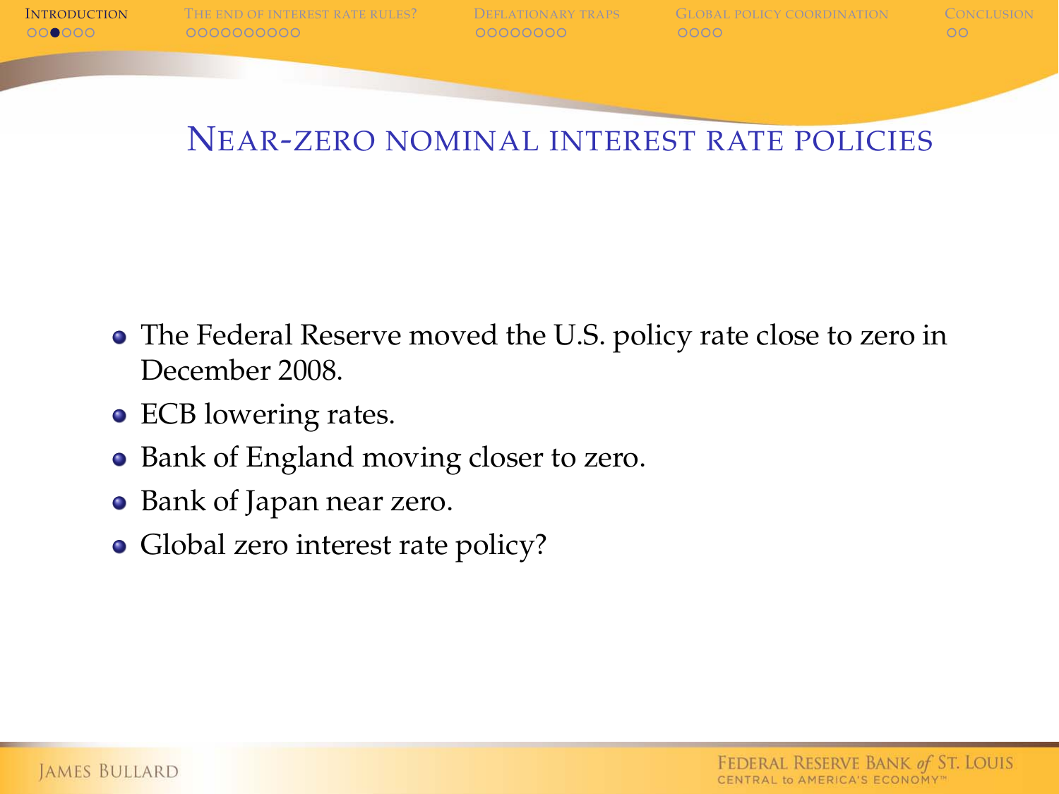## Near-zero nominal interest rate policies

- The Federal Reserve moved the U.S. policy rate close to zero in December 2008.
- ECB lowering rates.
- Bank of England moving closer to zero.
- Bank of Japan near zero.
- Global zero interest rate policy?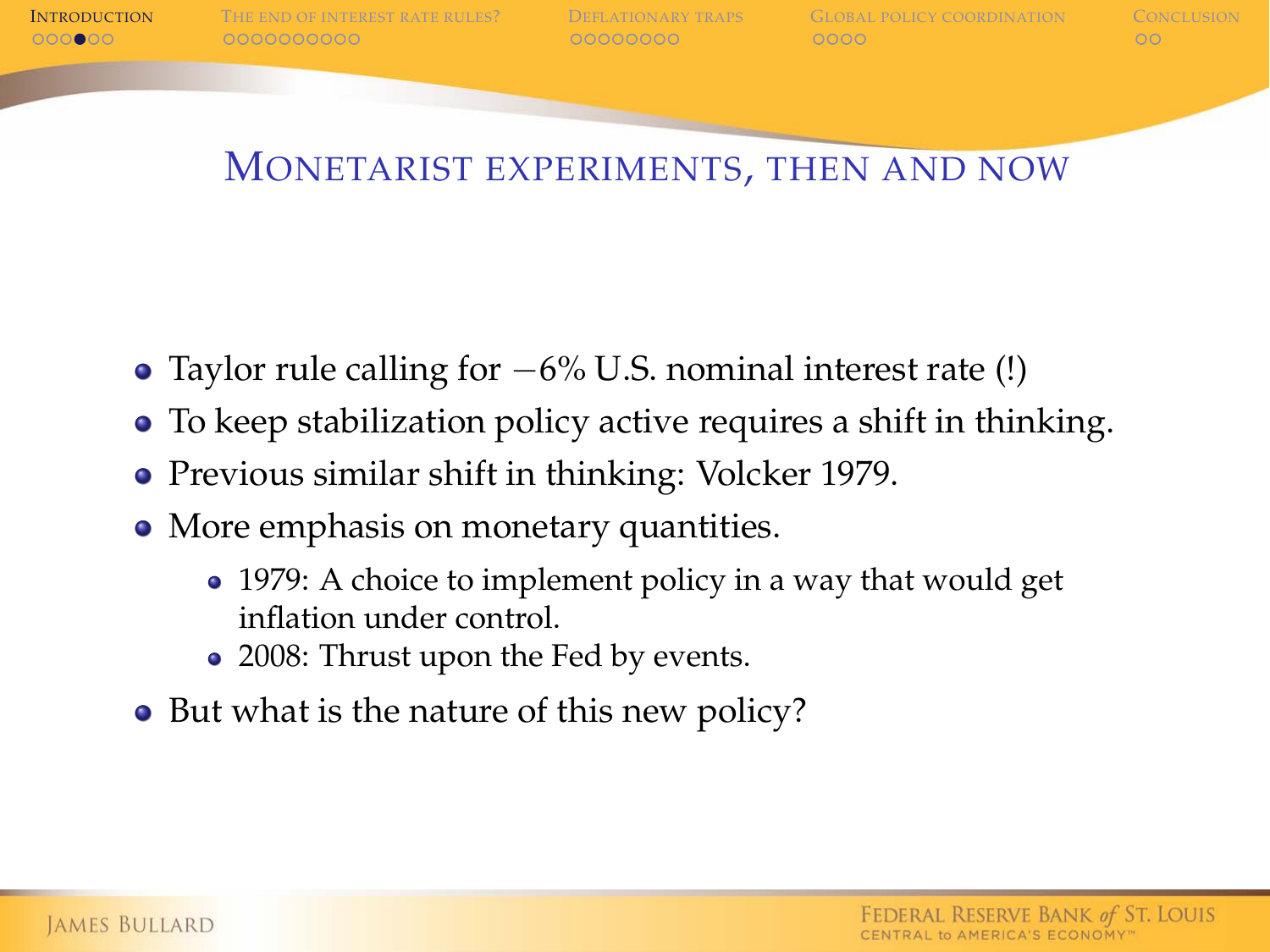## Monetarist experiments, then and now

- Taylor rule calling for $-6\%$ U.S. nominal interest rate (!)
- To keep stabilization policy active requires a shift in thinking.
- Previous similar shift in thinking: Volcker 1979.
- More emphasis on monetary quantities.
  - 1979: A choice to implement policy in a way that would get inflation under control.
  - 2008: Thrust upon the Fed by events.
- But what is the nature of this new policy?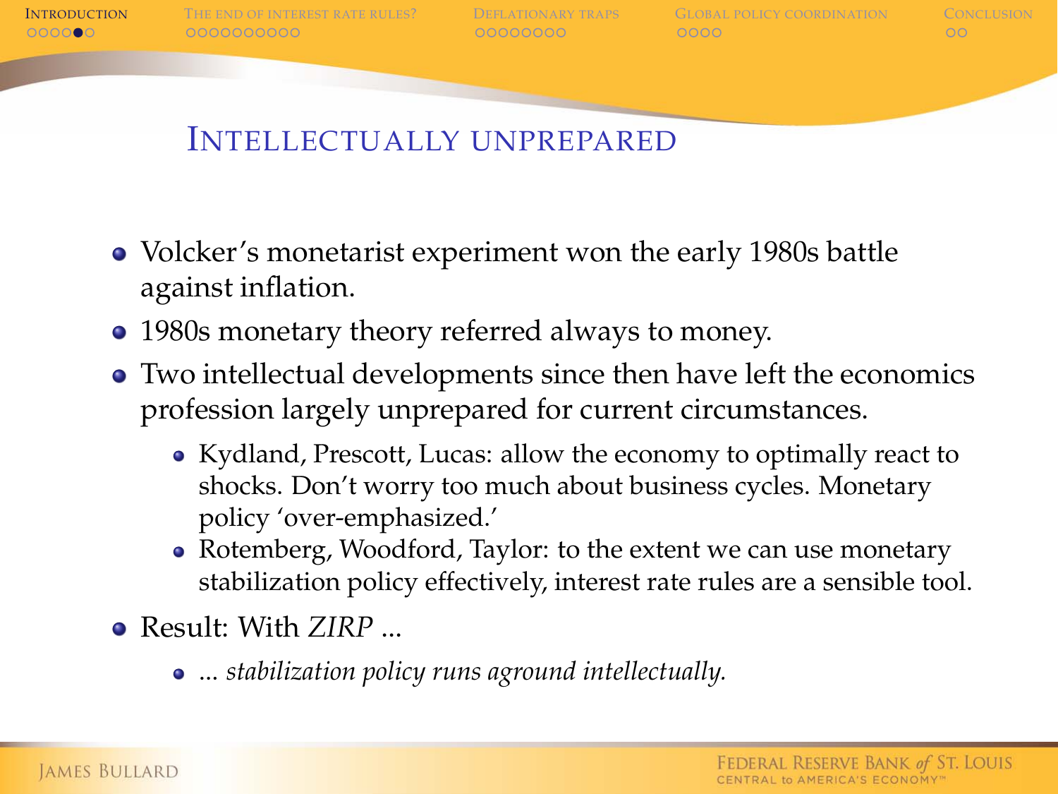## Intellectually unprepared

- Volcker's monetarist experiment won the early 1980s battle against inflation.
- 1980s monetary theory referred always to money.
- Two intellectual developments since then have left the economics profession largely unprepared for current circumstances.
  - Kydland, Prescott, Lucas: allow the economy to optimally react to shocks. Don't worry too much about business cycles. Monetary policy 'over-emphasized.'
  - Rotemberg, Woodford, Taylor: to the extent we can use monetary stabilization policy effectively, interest rate rules are a sensible tool.
- Result: With *ZIRP* ...
  - ... *stabilization policy runs aground intellectually.*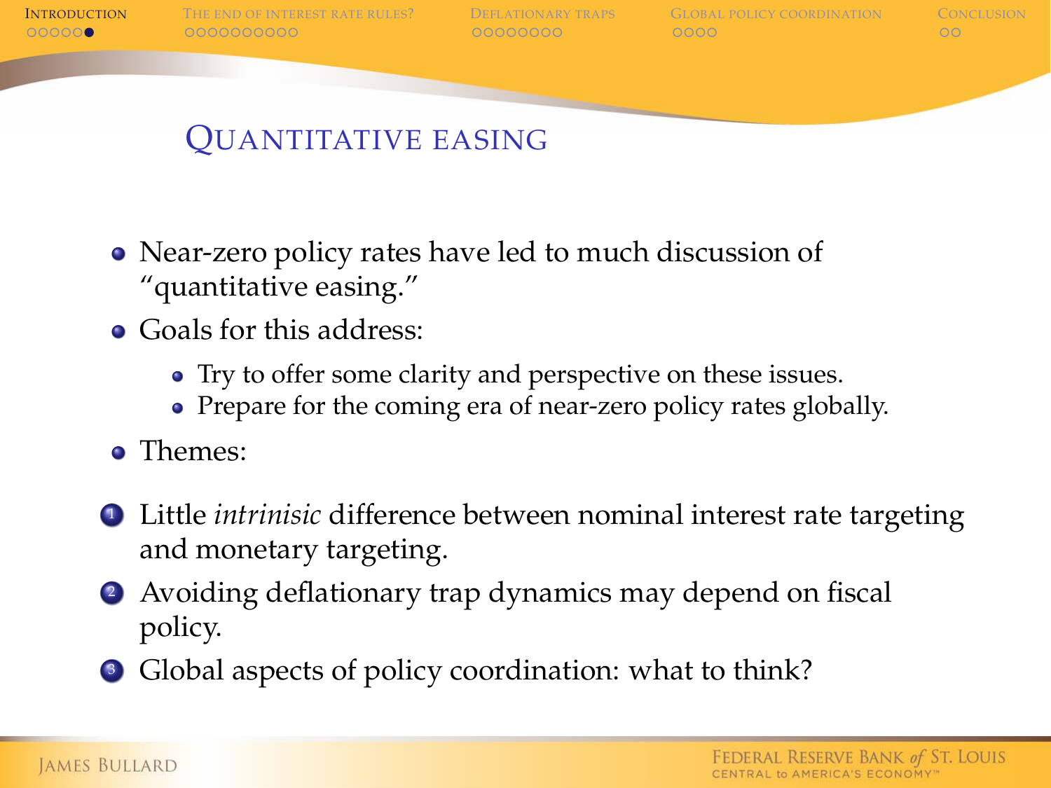## Quantitative easing

- Near-zero policy rates have led to much discussion of "quantitative easing."
- Goals for this address:
  - Try to offer some clarity and perspective on these issues.
  - Prepare for the coming era of near-zero policy rates globally.
- Themes:

1. Little *intrinisic* difference between nominal interest rate targeting and monetary targeting.
2. Avoiding deflationary trap dynamics may depend on fiscal policy.
3. Global aspects of policy coordination: what to think?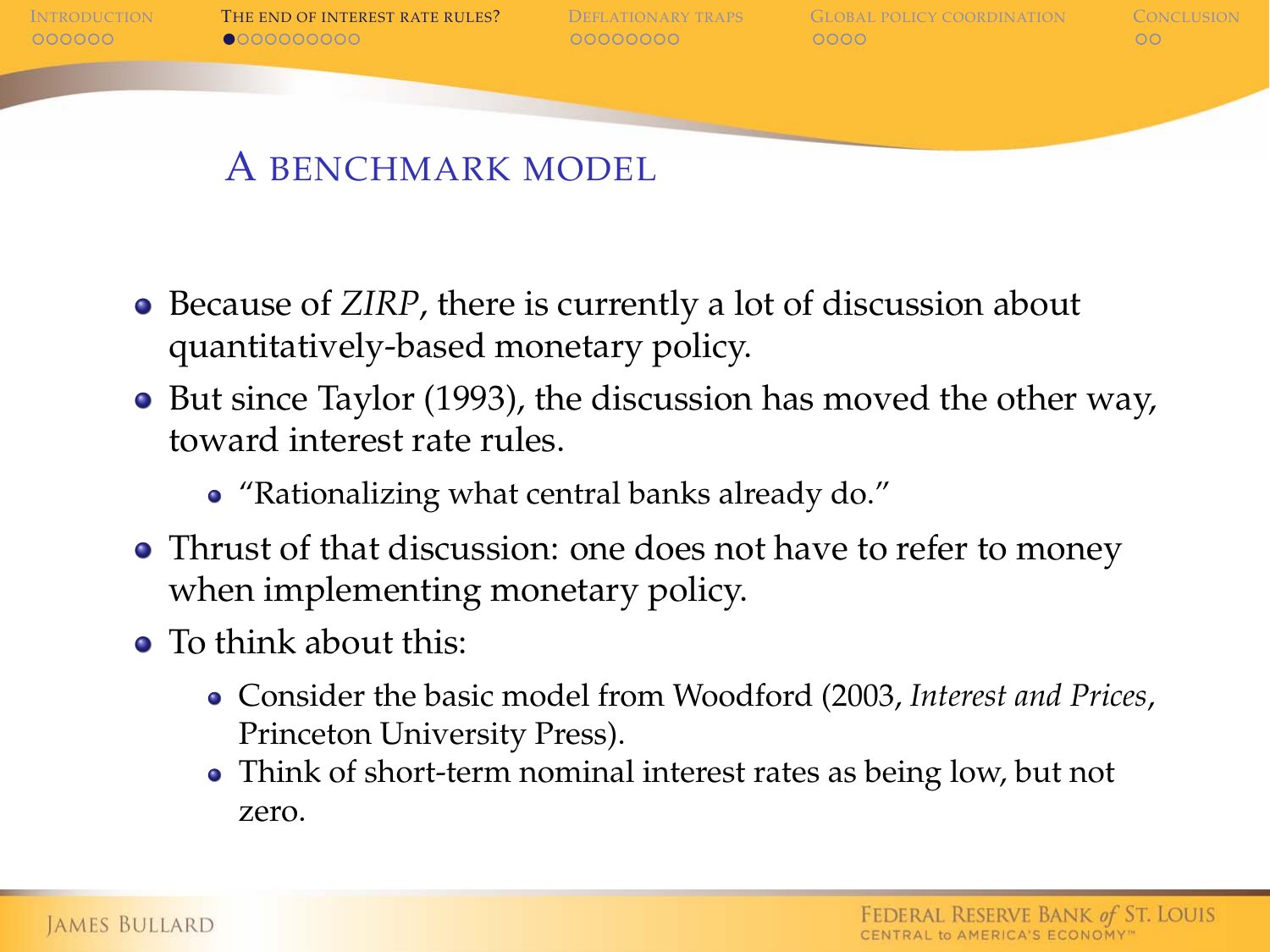## A benchmark model

- Because of *ZIRP*, there is currently a lot of discussion about quantitatively-based monetary policy.
- But since Taylor (1993), the discussion has moved the other way, toward interest rate rules.
  - "Rationalizing what central banks already do."
- Thrust of that discussion: one does not have to refer to money when implementing monetary policy.
- To think about this:
  - Consider the basic model from Woodford (2003, *Interest and Prices*, Princeton University Press).
  - Think of short-term nominal interest rates as being low, but not zero.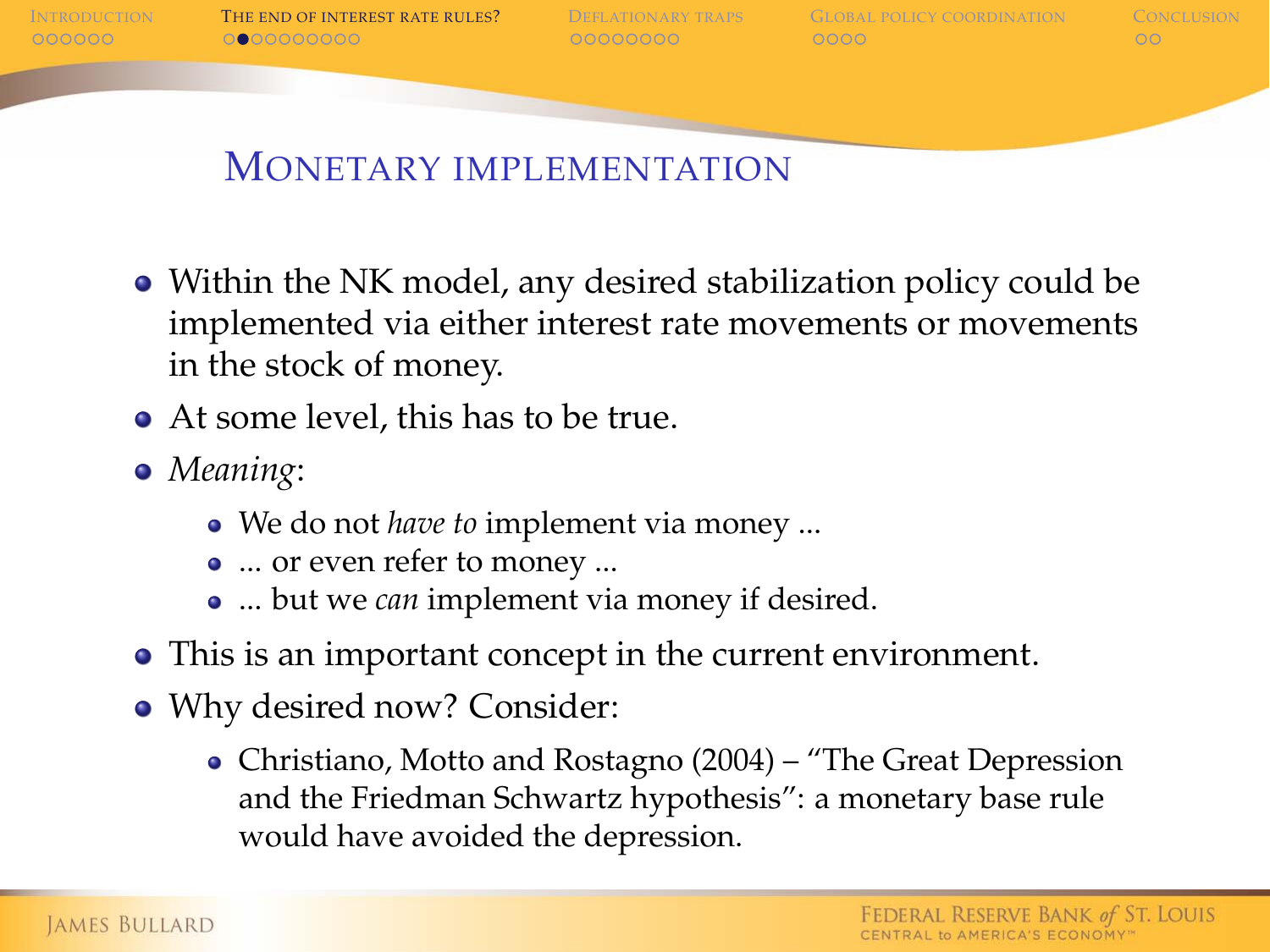## Monetary implementation

- Within the NK model, any desired stabilization policy could be implemented via either interest rate movements or movements in the stock of money.
- At some level, this has to be true.
- *Meaning*:
  - We do not *have to* implement via money ...
  - ... or even refer to money ...
  - ... but we *can* implement via money if desired.
- This is an important concept in the current environment.
- Why desired now? Consider:
  - Christiano, Motto and Rostagno (2004) – "The Great Depression and the Friedman Schwartz hypothesis": a monetary base rule would have avoided the depression.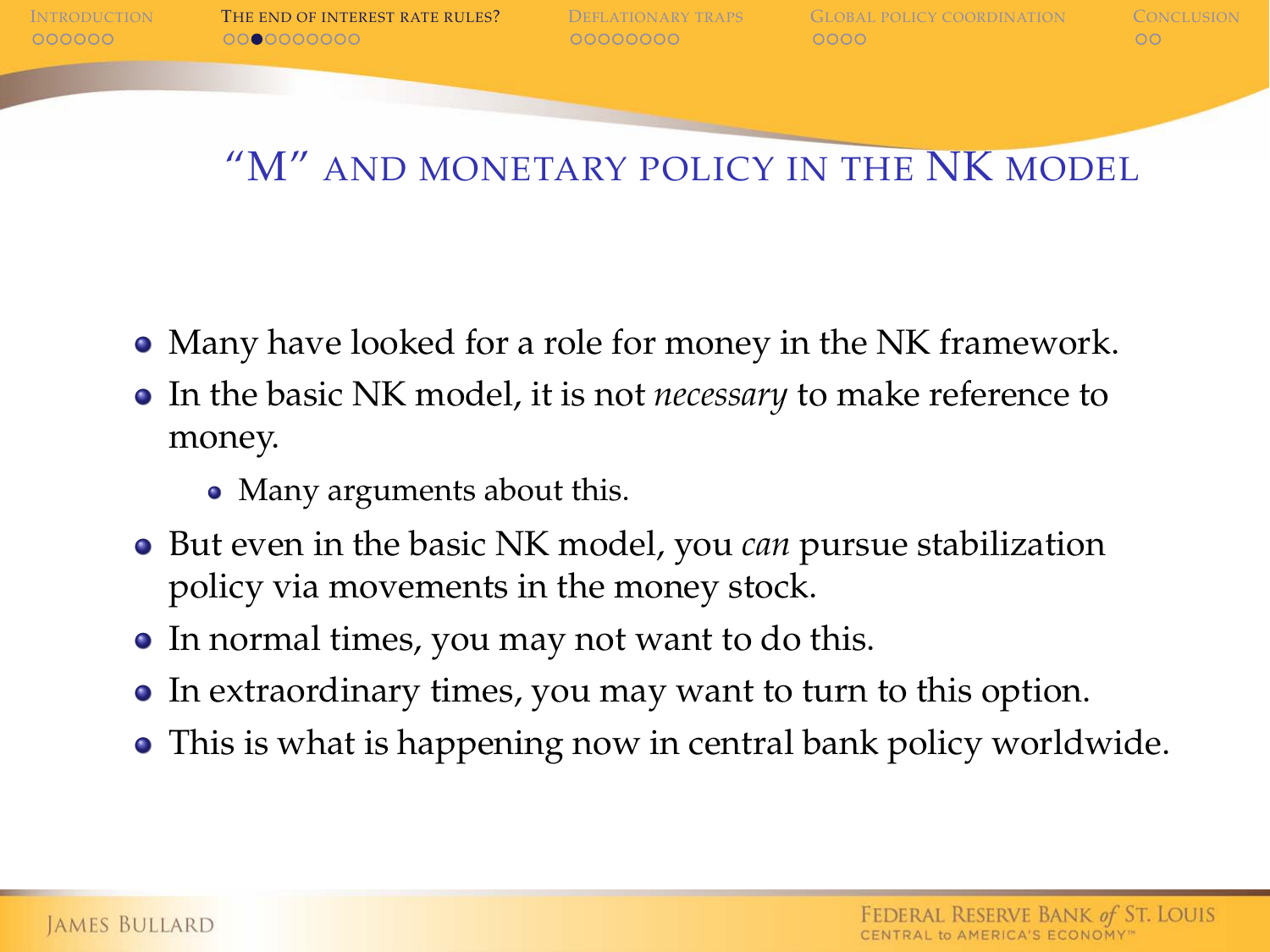## "M" and monetary policy in the NK model

- Many have looked for a role for money in the NK framework.
- In the basic NK model, it is not *necessary* to make reference to money.
  - Many arguments about this.
- But even in the basic NK model, you *can* pursue stabilization policy via movements in the money stock.
- In normal times, you may not want to do this.
- In extraordinary times, you may want to turn to this option.
- This is what is happening now in central bank policy worldwide.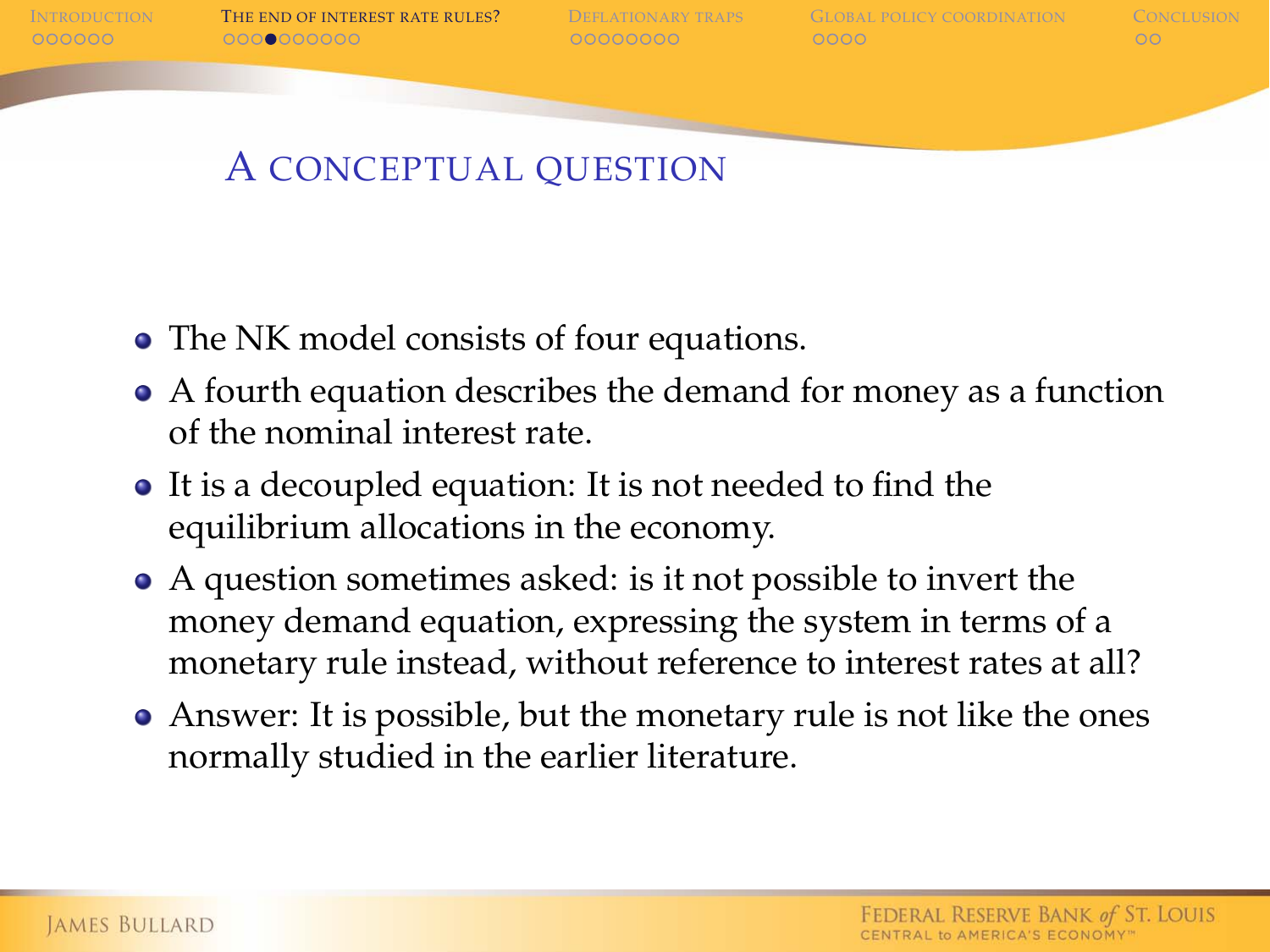## A CONCEPTUAL QUESTION

- The NK model consists of four equations.
- A fourth equation describes the demand for money as a function of the nominal interest rate.
- It is a decoupled equation: It is not needed to find the equilibrium allocations in the economy.
- A question sometimes asked: is it not possible to invert the money demand equation, expressing the system in terms of a monetary rule instead, without reference to interest rates at all?
- Answer: It is possible, but the monetary rule is not like the ones normally studied in the earlier literature.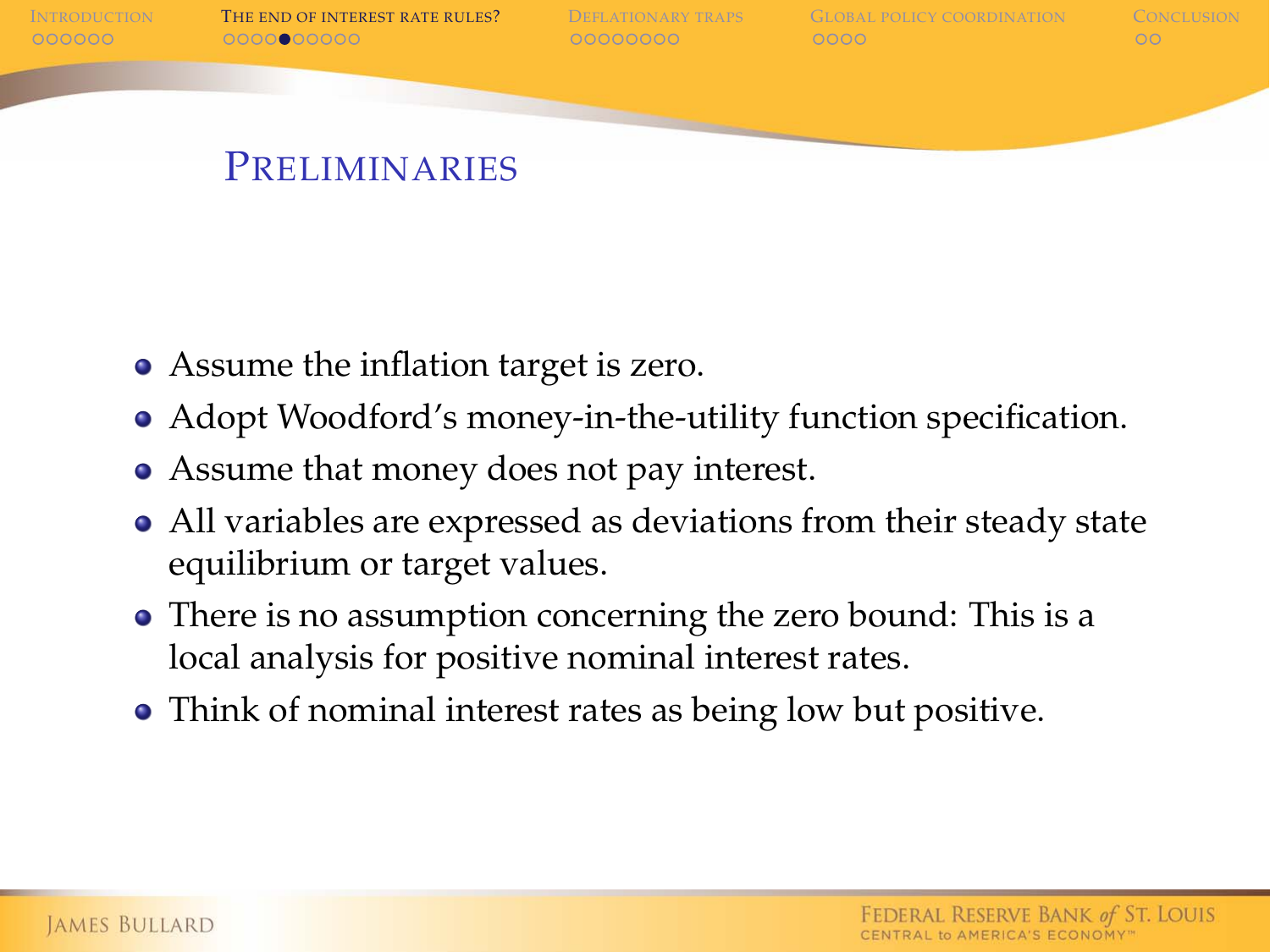## Preliminaries

- Assume the inflation target is zero.
- Adopt Woodford's money-in-the-utility function specification.
- Assume that money does not pay interest.
- All variables are expressed as deviations from their steady state equilibrium or target values.
- There is no assumption concerning the zero bound: This is a local analysis for positive nominal interest rates.
- Think of nominal interest rates as being low but positive.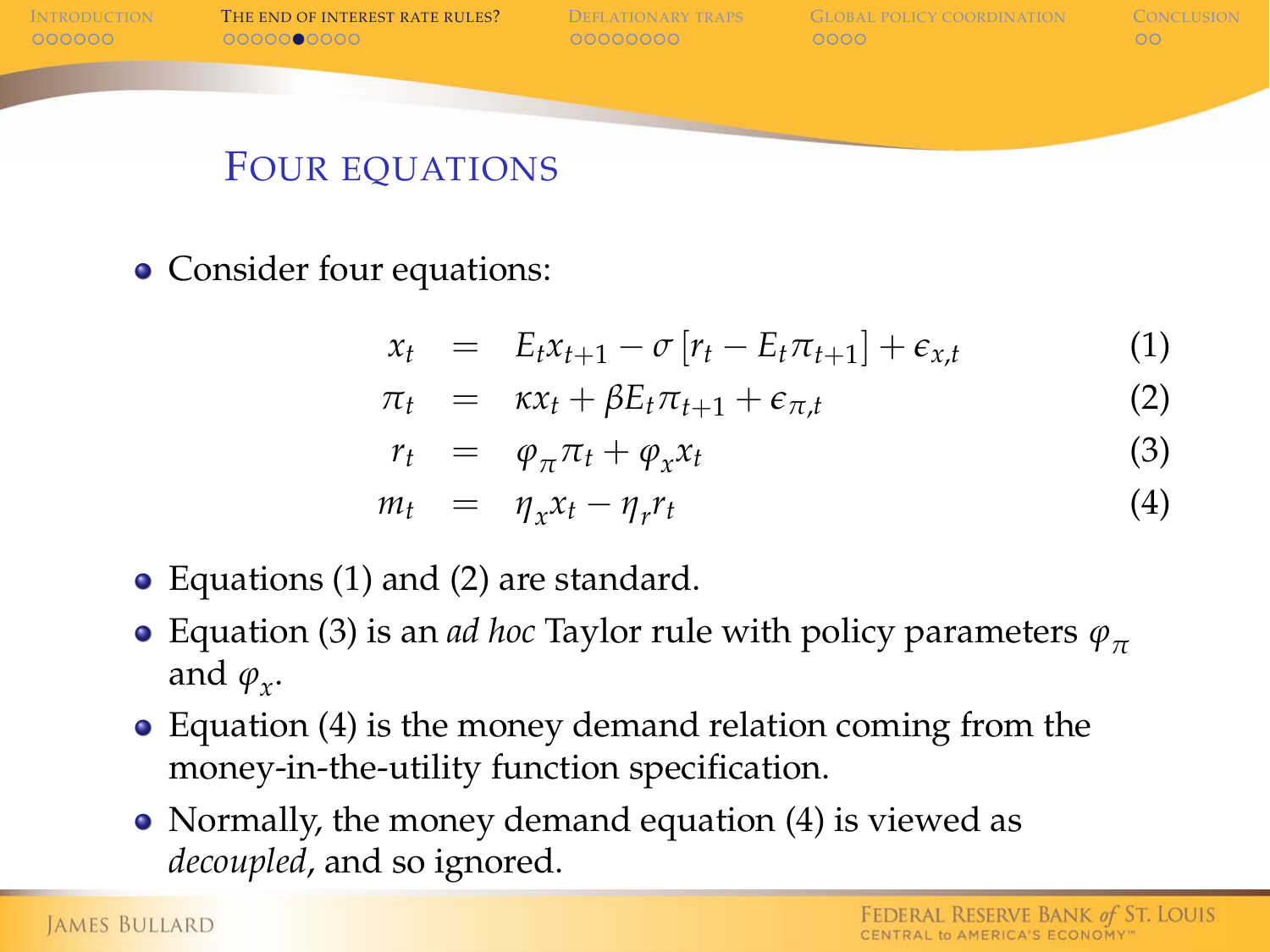## Four equations

- Consider four equations:

$$
\begin{aligned}
x_t &= E_t x_{t+1} - \sigma \left[ r_t - E_t \pi_{t+1} \right] + \epsilon_{x,t} \quad &(1) \\
\pi_t &= \kappa x_t + \beta E_t \pi_{t+1} + \epsilon_{\pi,t} \quad &(2) \\
r_t &= \varphi_\pi \pi_t + \varphi_x x_t \quad &(3) \\
m_t &= \eta_x x_t - \eta_r r_t \quad &(4)
\end{aligned}
$$

- Equations (1) and (2) are standard.
- Equation (3) is an *ad hoc* Taylor rule with policy parameters $\varphi_\pi$ and $\varphi_x$.
- Equation (4) is the money demand relation coming from the money-in-the-utility function specification.
- Normally, the money demand equation (4) is viewed as *decoupled*, and so ignored.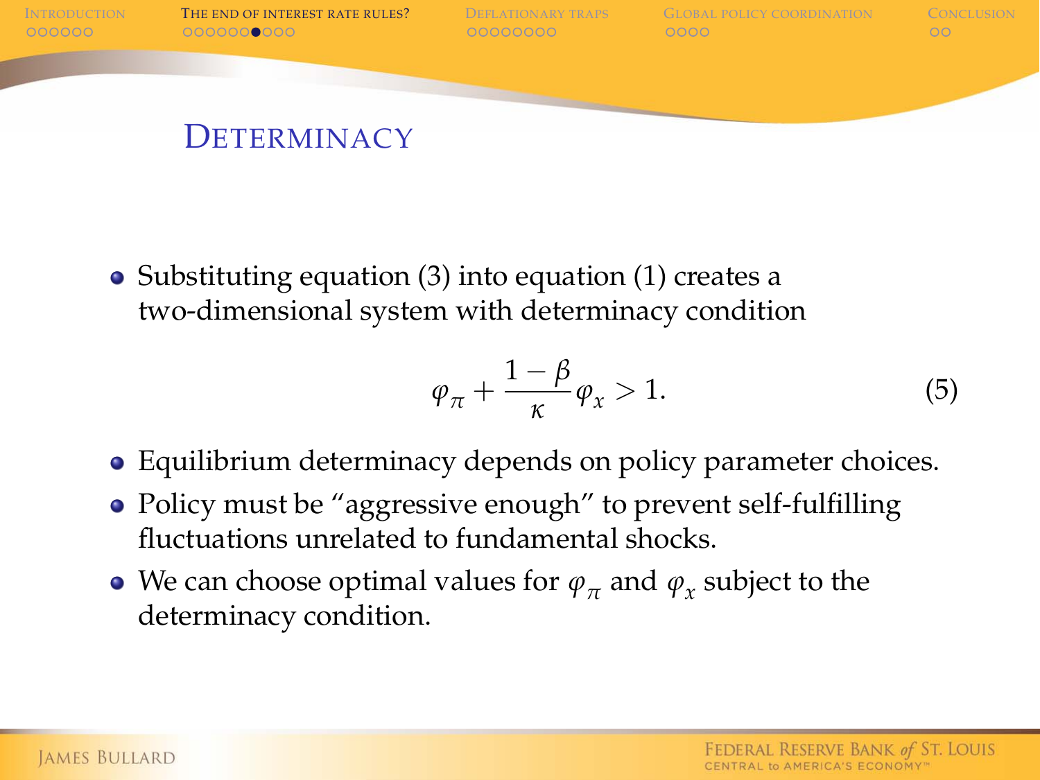## Determinacy

- Substituting equation (3) into equation (1) creates a two-dimensional system with determinacy condition

$$\varphi_\pi + \frac{1-\beta}{\kappa}\varphi_x > 1. \tag{5}$$

- Equilibrium determinacy depends on policy parameter choices.
- Policy must be "aggressive enough" to prevent self-fulfilling fluctuations unrelated to fundamental shocks.
- We can choose optimal values for $\varphi_\pi$ and $\varphi_x$ subject to the determinacy condition.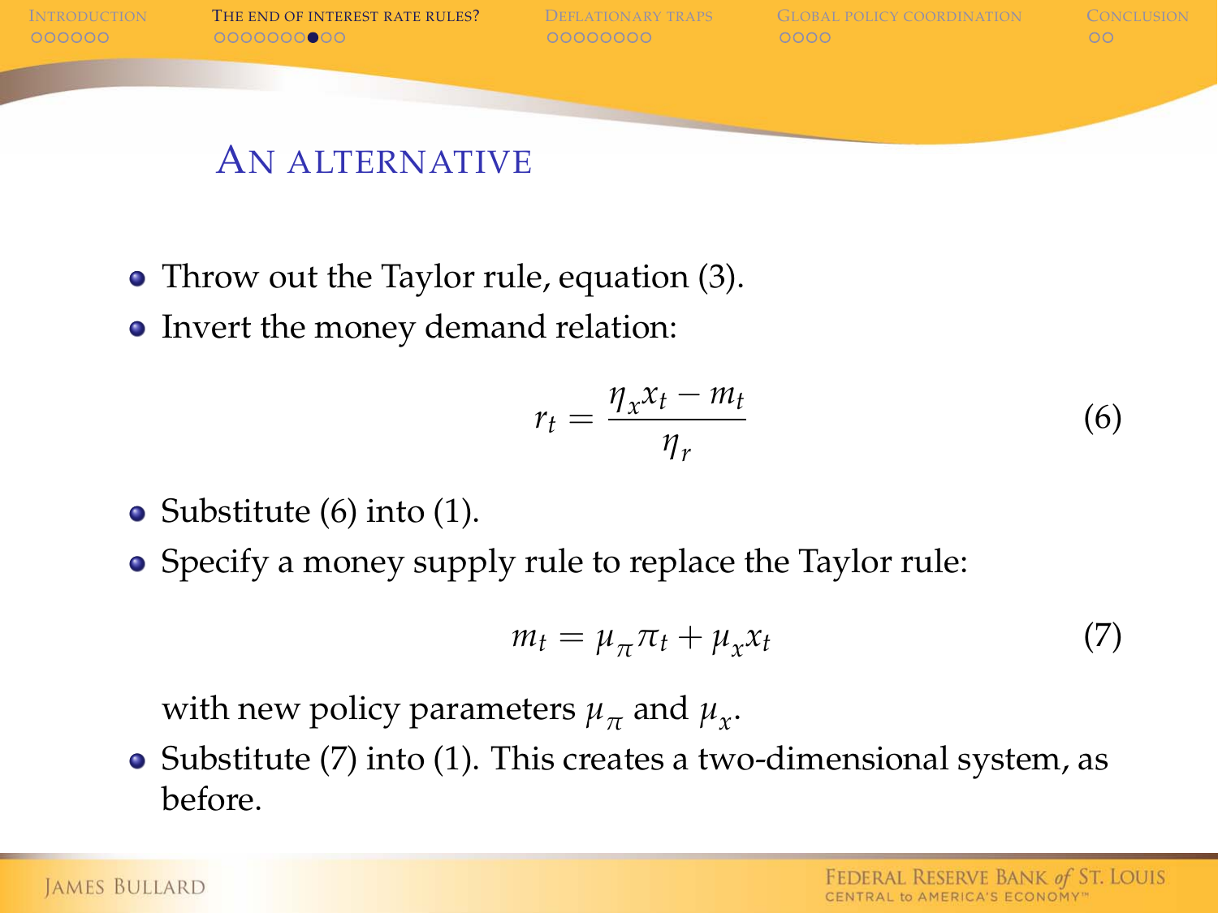## An alternative

- Throw out the Taylor rule, equation (3).
- Invert the money demand relation:

$$r_t = \frac{\eta_x x_t - m_t}{\eta_r} \tag{6}$$

- Substitute (6) into (1).
- Specify a money supply rule to replace the Taylor rule:

$$m_t = \mu_\pi \pi_t + \mu_x x_t \tag{7}$$

  with new policy parameters $\mu_\pi$ and $\mu_x$.
- Substitute (7) into (1). This creates a two-dimensional system, as before.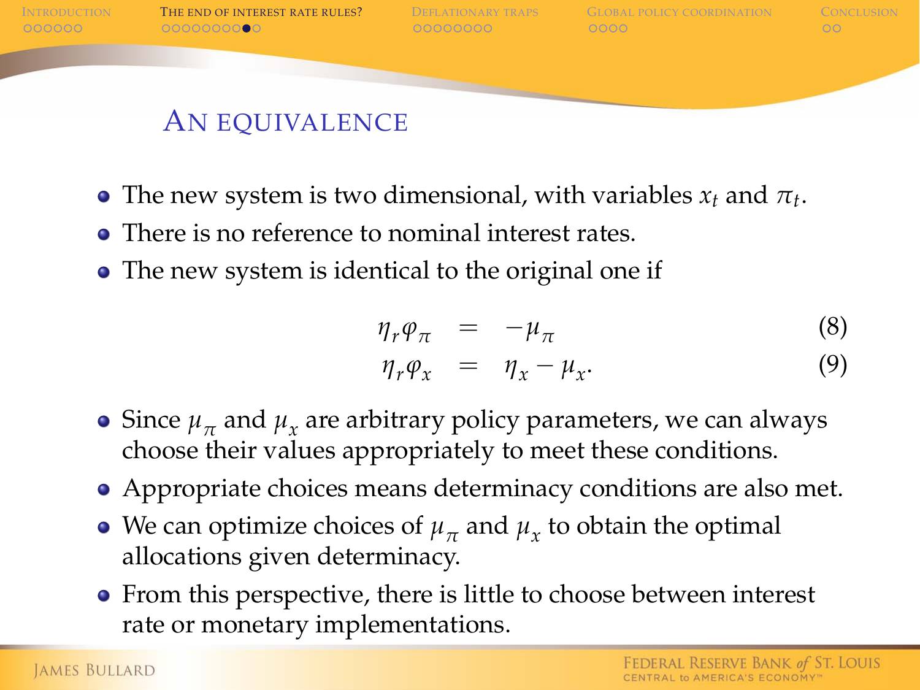## An equivalence

- The new system is two dimensional, with variables $x_t$ and $\pi_t$.
- There is no reference to nominal interest rates.
- The new system is identical to the original one if

$$\eta_r \varphi_\pi = -\mu_\pi \tag{8}$$

$$\eta_r \varphi_x = \eta_x - \mu_x. \tag{9}$$

- Since $\mu_\pi$ and $\mu_x$ are arbitrary policy parameters, we can always choose their values appropriately to meet these conditions.
- Appropriate choices means determinacy conditions are also met.
- We can optimize choices of $\mu_\pi$ and $\mu_x$ to obtain the optimal allocations given determinacy.
- From this perspective, there is little to choose between interest rate or monetary implementations.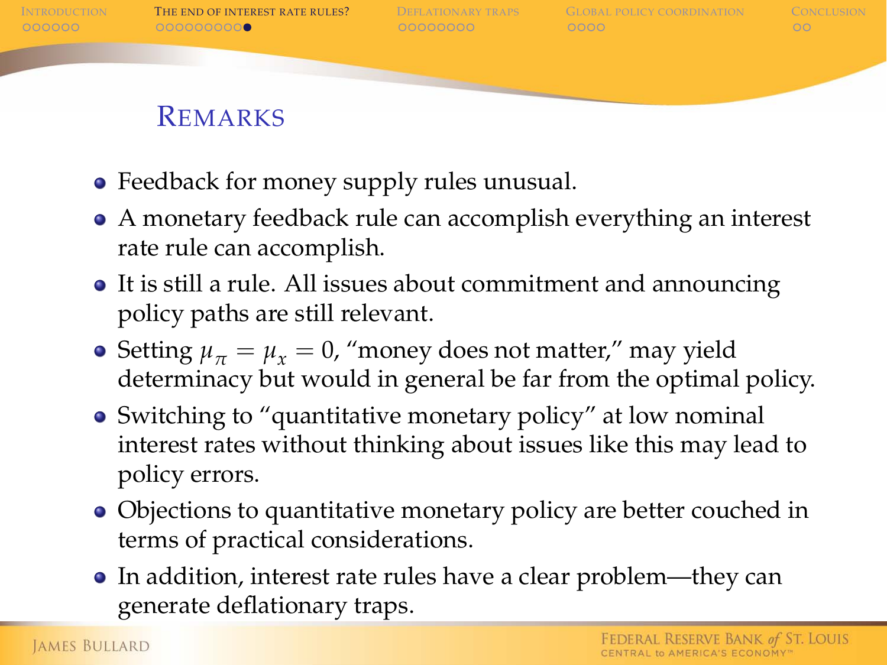## Remarks

- Feedback for money supply rules unusual.
- A monetary feedback rule can accomplish everything an interest rate rule can accomplish.
- It is still a rule. All issues about commitment and announcing policy paths are still relevant.
- Setting $\mu_\pi = \mu_x = 0$, "money does not matter," may yield determinacy but would in general be far from the optimal policy.
- Switching to "quantitative monetary policy" at low nominal interest rates without thinking about issues like this may lead to policy errors.
- Objections to quantitative monetary policy are better couched in terms of practical considerations.
- In addition, interest rate rules have a clear problem—they can generate deflationary traps.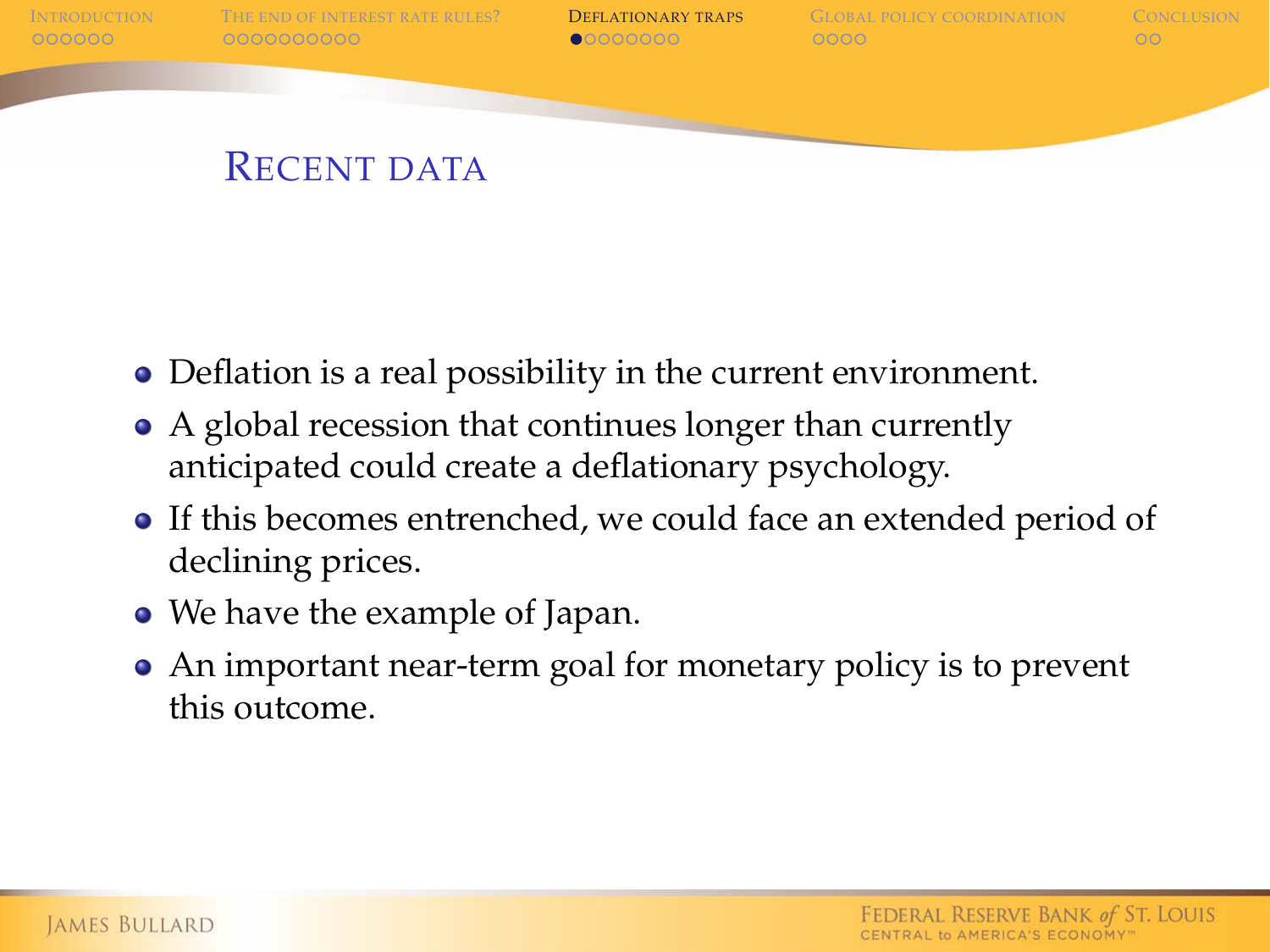## Recent data

- Deflation is a real possibility in the current environment.
- A global recession that continues longer than currently anticipated could create a deflationary psychology.
- If this becomes entrenched, we could face an extended period of declining prices.
- We have the example of Japan.
- An important near-term goal for monetary policy is to prevent this outcome.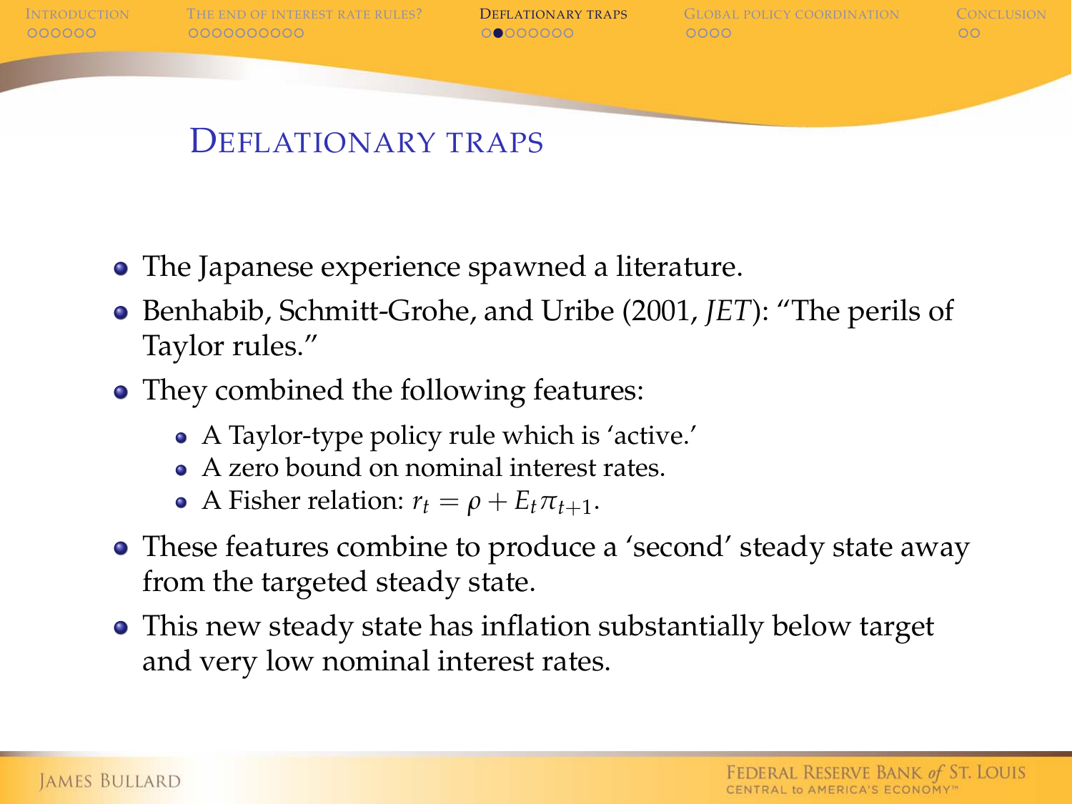## Deflationary traps

- The Japanese experience spawned a literature.
- Benhabib, Schmitt-Grohe, and Uribe (2001, *JET*): "The perils of Taylor rules."
- They combined the following features:
  - A Taylor-type policy rule which is 'active.'
  - A zero bound on nominal interest rates.
  - A Fisher relation: $r_t = \rho + E_t \pi_{t+1}$.
- These features combine to produce a 'second' steady state away from the targeted steady state.
- This new steady state has inflation substantially below target and very low nominal interest rates.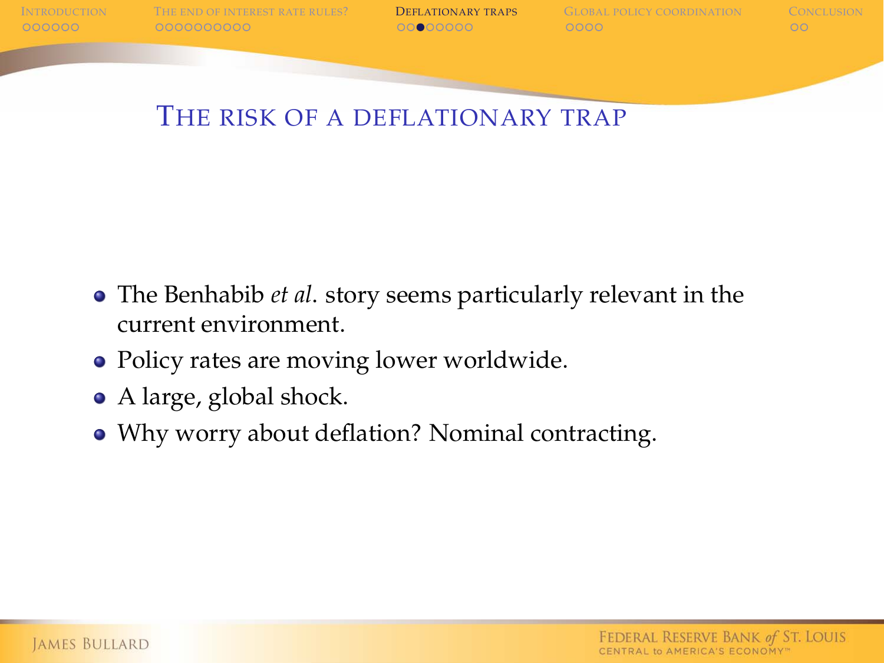## The risk of a deflationary trap

- The Benhabib *et al*. story seems particularly relevant in the current environment.
- Policy rates are moving lower worldwide.
- A large, global shock.
- Why worry about deflation? Nominal contracting.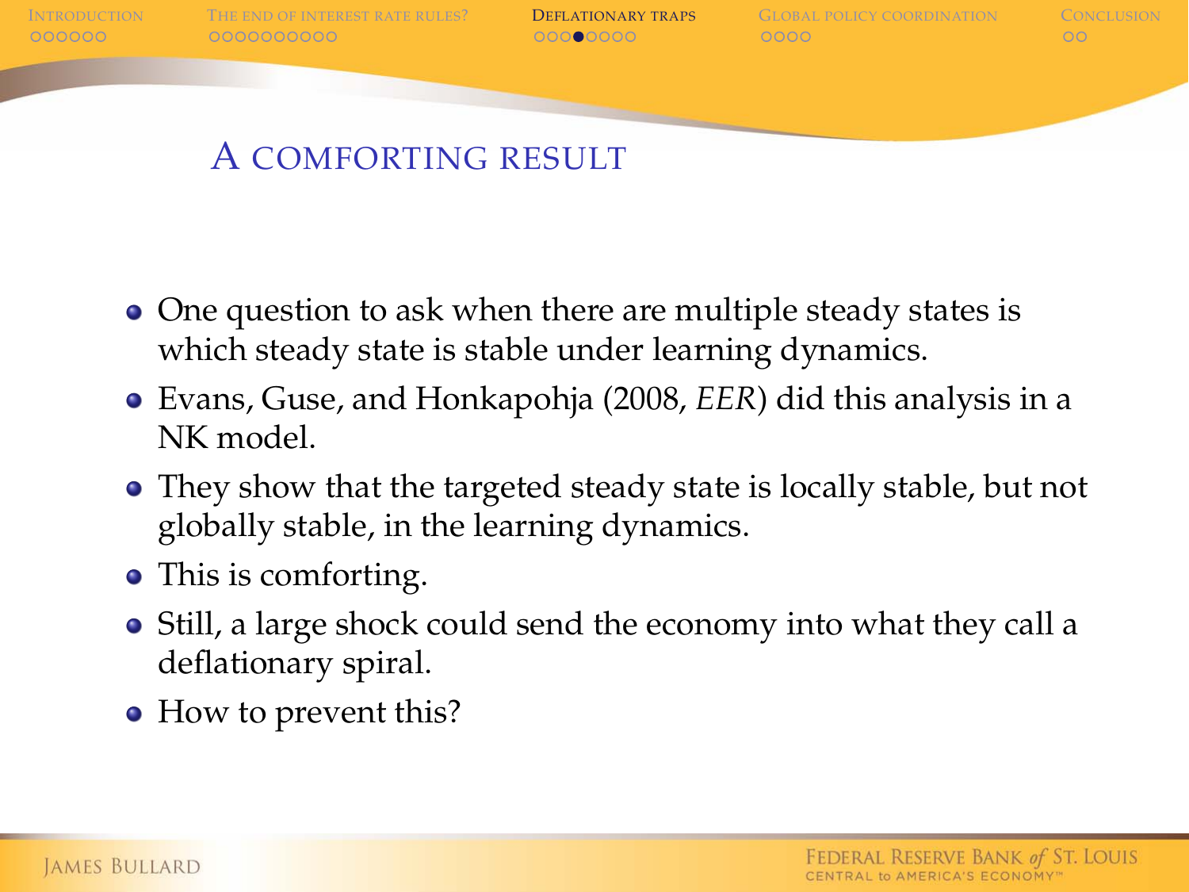## A comforting result

- One question to ask when there are multiple steady states is which steady state is stable under learning dynamics.
- Evans, Guse, and Honkapohja (2008, *EER*) did this analysis in a NK model.
- They show that the targeted steady state is locally stable, but not globally stable, in the learning dynamics.
- This is comforting.
- Still, a large shock could send the economy into what they call a deflationary spiral.
- How to prevent this?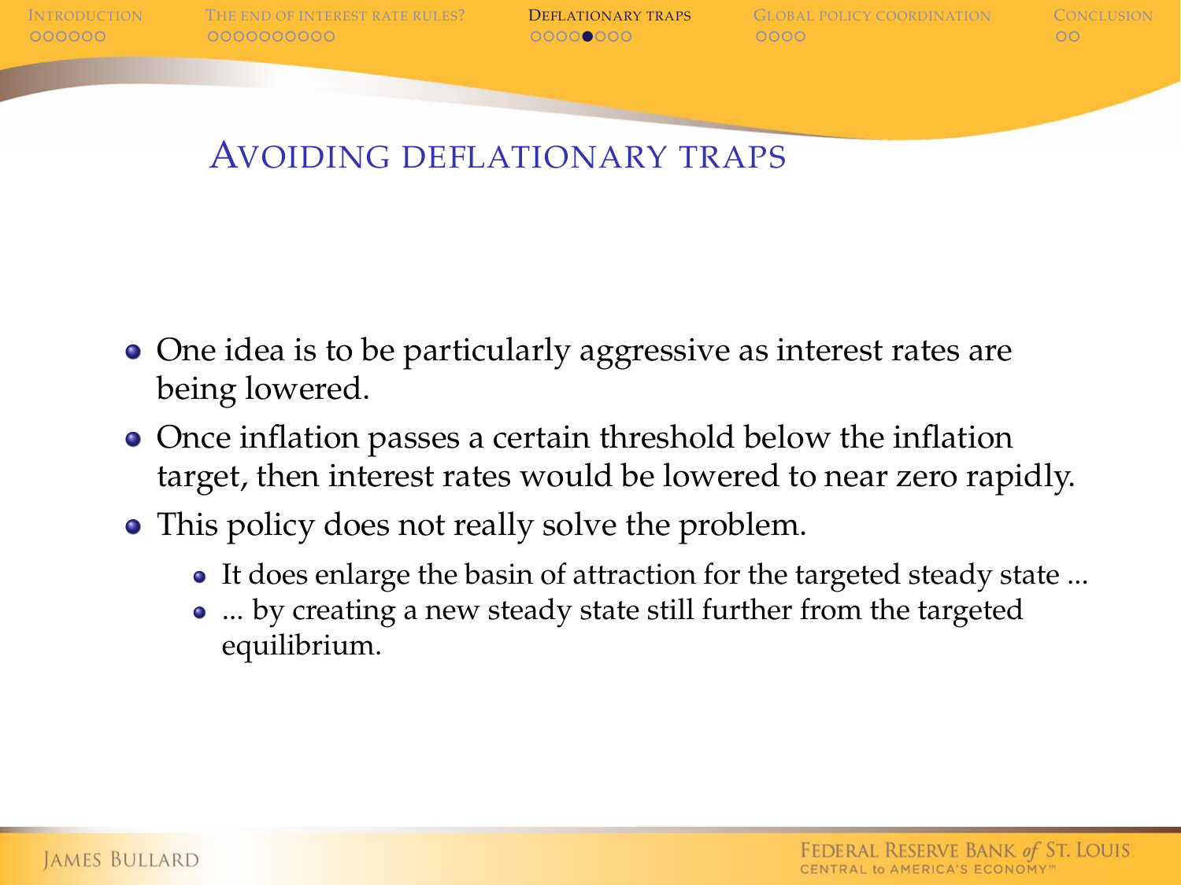# Avoiding deflationary traps

- One idea is to be particularly aggressive as interest rates are being lowered.
- Once inflation passes a certain threshold below the inflation target, then interest rates would be lowered to near zero rapidly.
- This policy does not really solve the problem.
  - It does enlarge the basin of attraction for the targeted steady state ...
  - ... by creating a new steady state still further from the targeted equilibrium.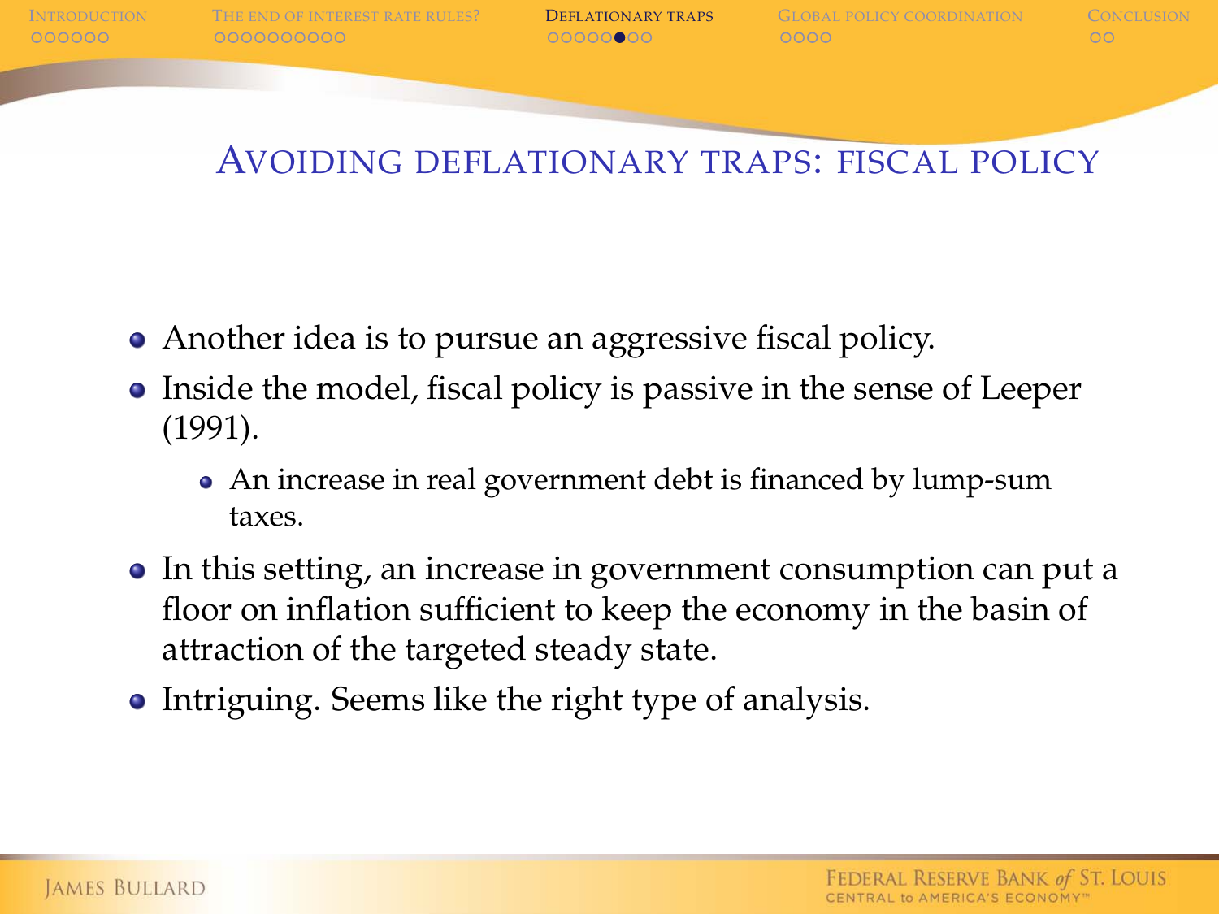## Avoiding deflationary traps: fiscal policy

- Another idea is to pursue an aggressive fiscal policy.
- Inside the model, fiscal policy is passive in the sense of Leeper (1991).
  - An increase in real government debt is financed by lump-sum taxes.
- In this setting, an increase in government consumption can put a floor on inflation sufficient to keep the economy in the basin of attraction of the targeted steady state.
- Intriguing. Seems like the right type of analysis.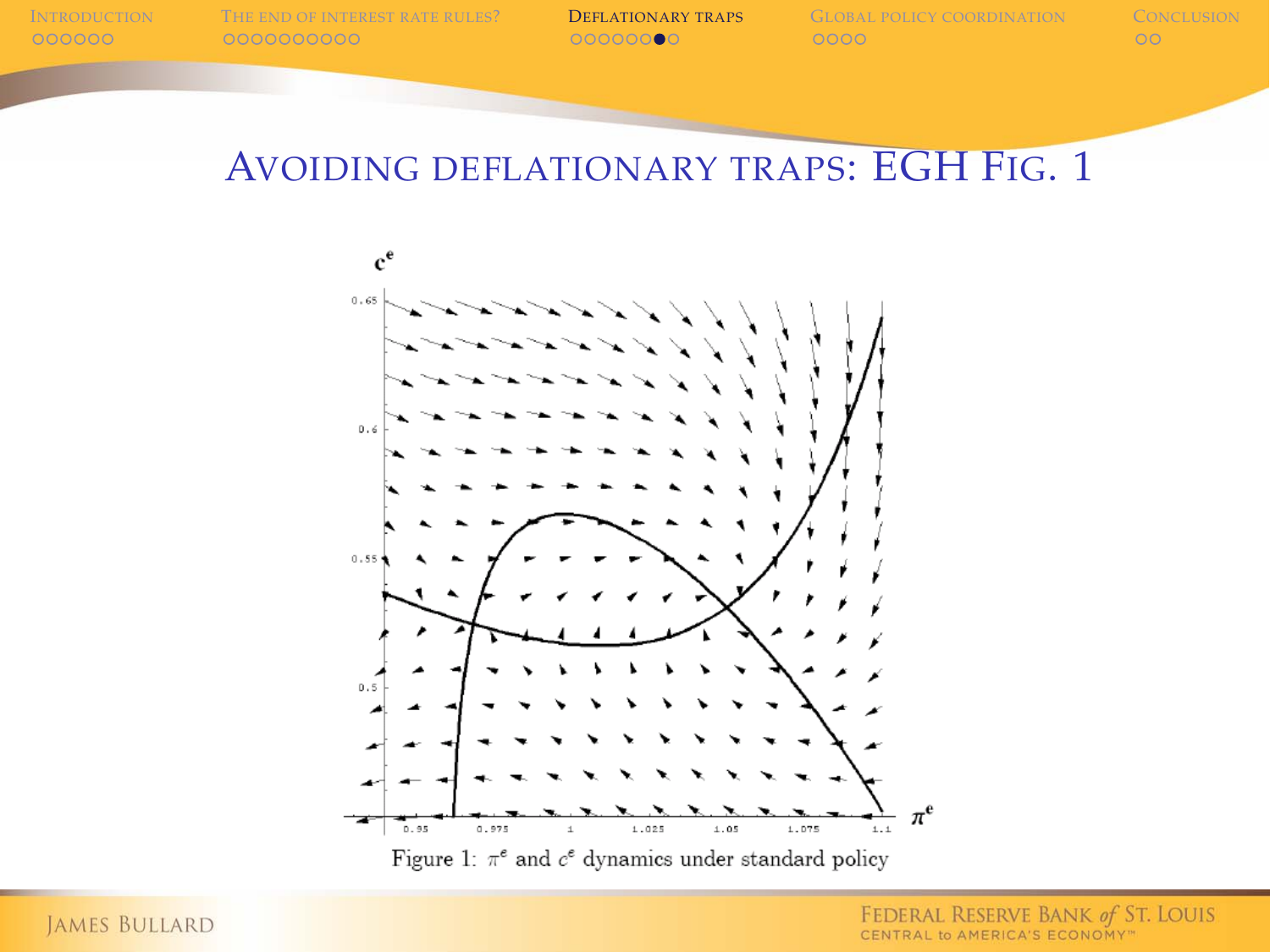# Avoiding deflationary traps: EGH Fig. 1

Figure 1: $\pi^e$ and $c^e$ dynamics under standard policy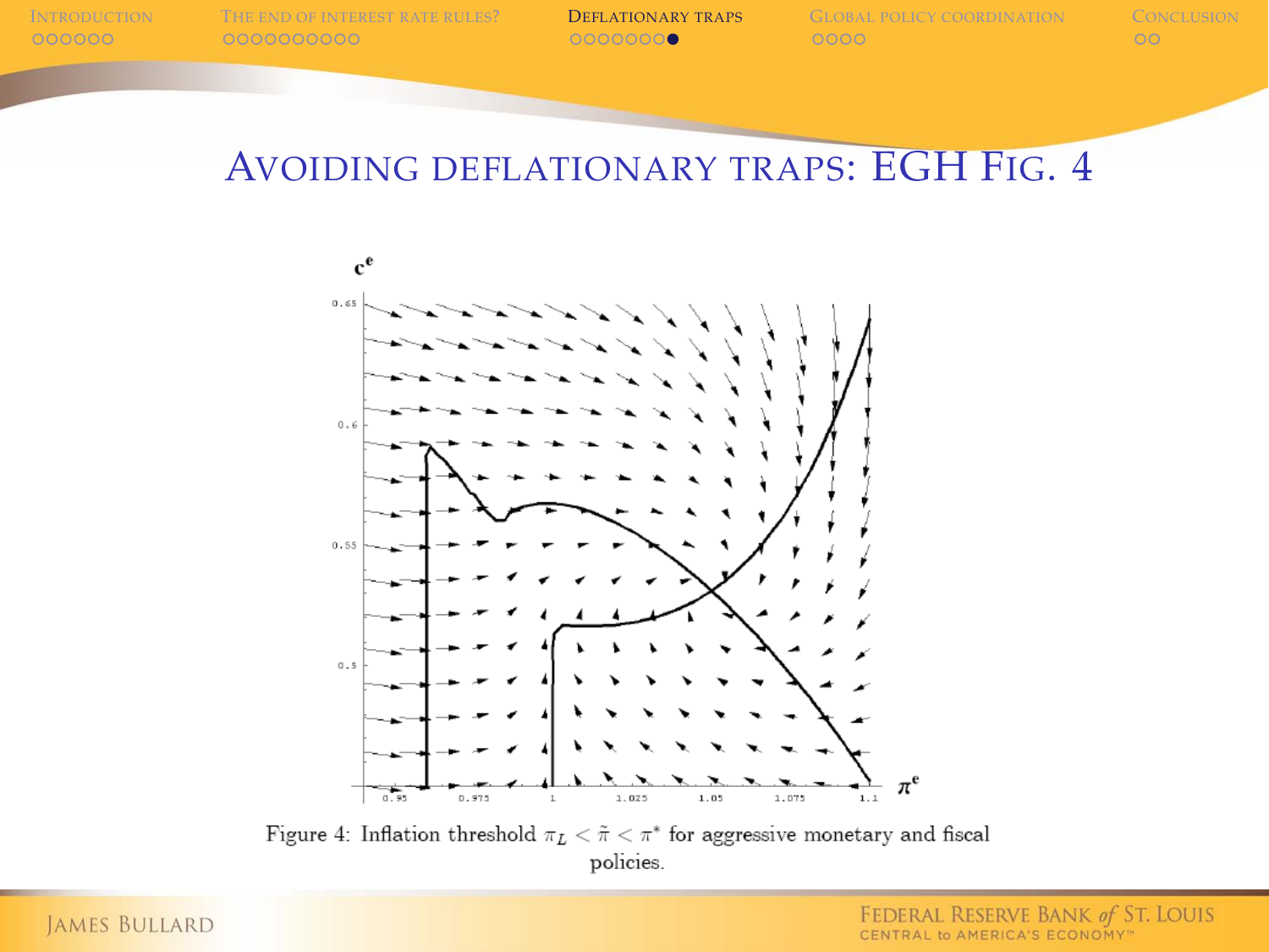# Avoiding deflationary traps: EGH Fig. 4

Figure 4: Inflation threshold $\pi_L < \tilde{\pi} < \pi^*$ for aggressive monetary and fiscal policies.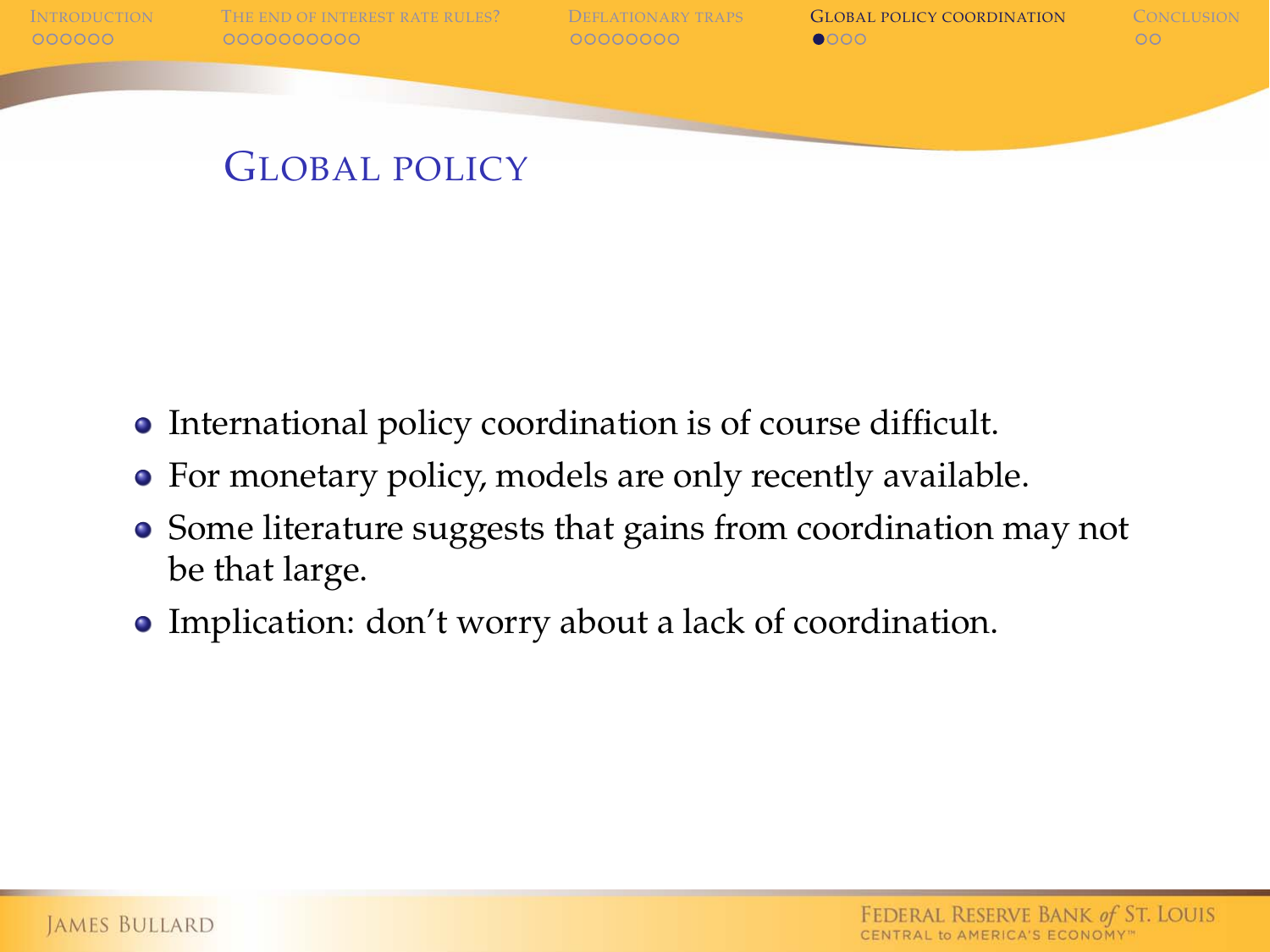## Global policy

- International policy coordination is of course difficult.
- For monetary policy, models are only recently available.
- Some literature suggests that gains from coordination may not be that large.
- Implication: don't worry about a lack of coordination.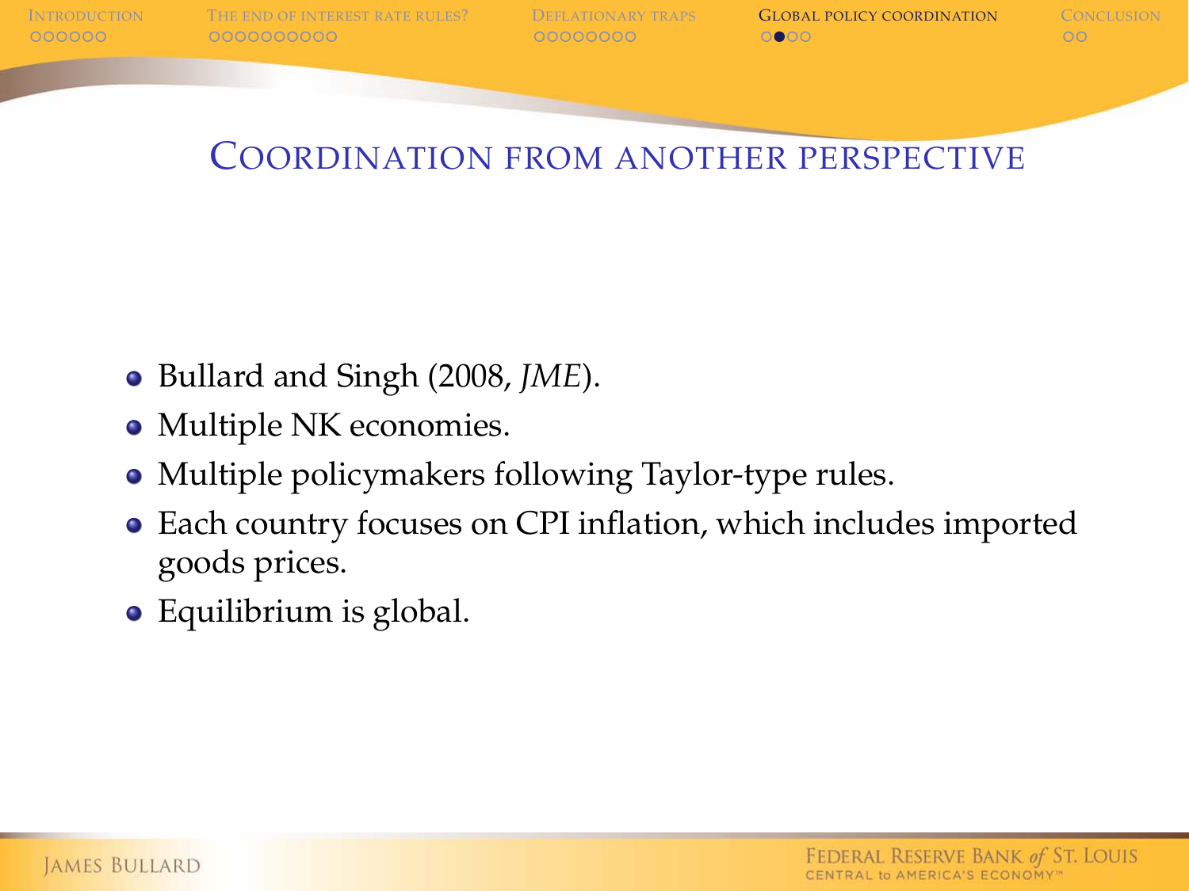## Coordination from another perspective

- Bullard and Singh (2008, *JME*).
- Multiple NK economies.
- Multiple policymakers following Taylor-type rules.
- Each country focuses on CPI inflation, which includes imported goods prices.
- Equilibrium is global.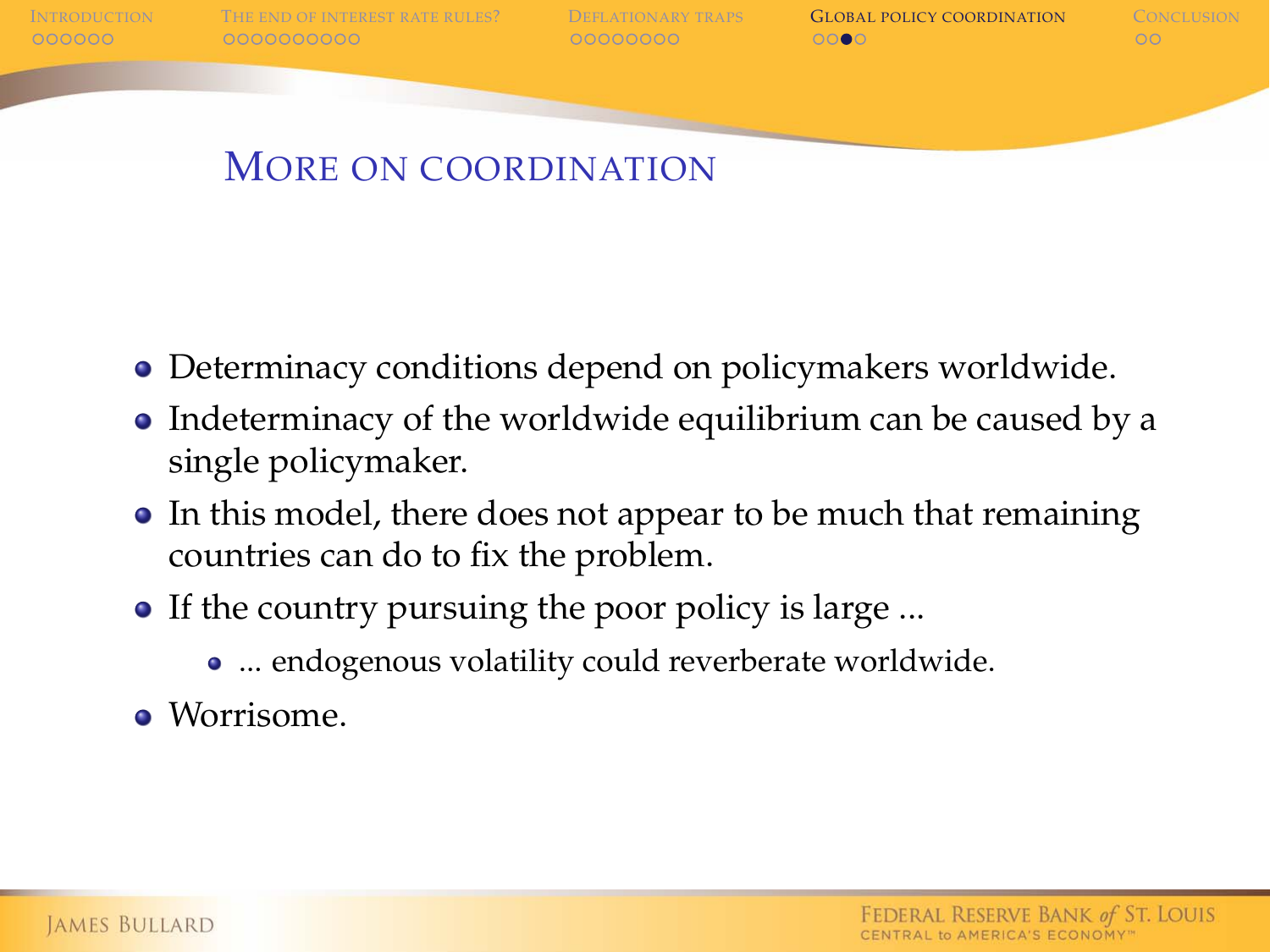## More on coordination

- Determinacy conditions depend on policymakers worldwide.
- Indeterminacy of the worldwide equilibrium can be caused by a single policymaker.
- In this model, there does not appear to be much that remaining countries can do to fix the problem.
- If the country pursuing the poor policy is large ...
  - ... endogenous volatility could reverberate worldwide.
- Worrisome.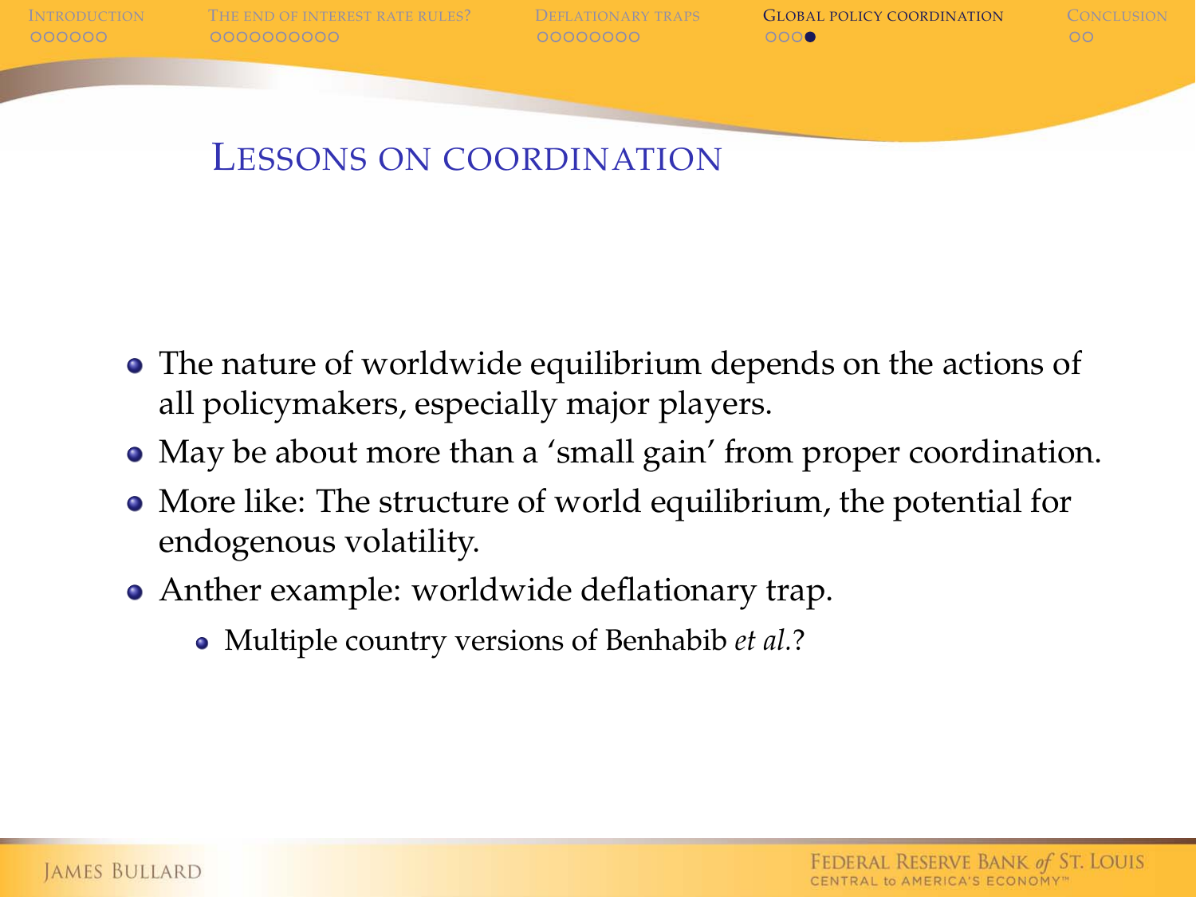## Lessons on coordination

- The nature of worldwide equilibrium depends on the actions of all policymakers, especially major players.
- May be about more than a 'small gain' from proper coordination.
- More like: The structure of world equilibrium, the potential for endogenous volatility.
- Anther example: worldwide deflationary trap.
  - Multiple country versions of Benhabib *et al.*?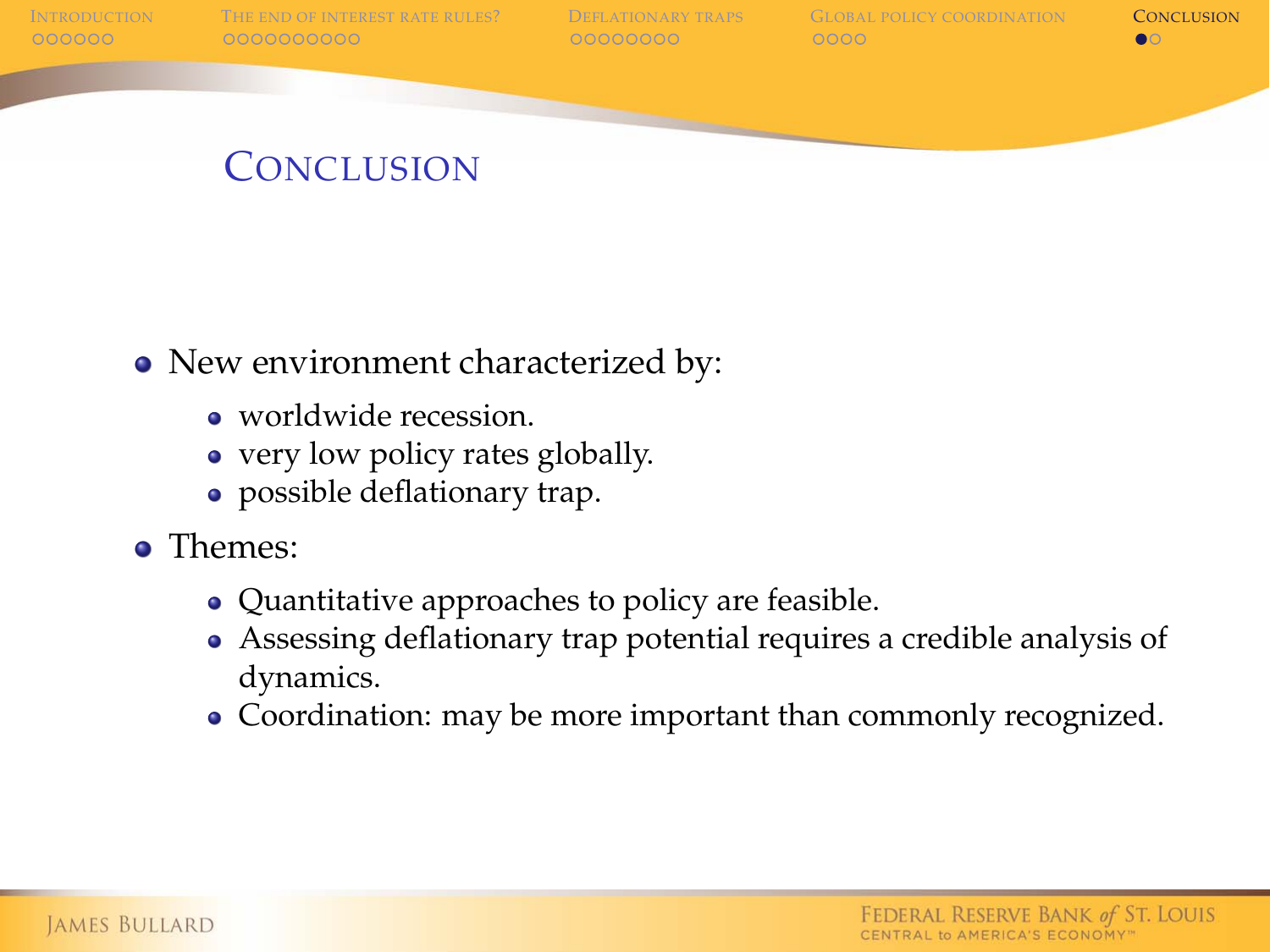# Conclusion

- New environment characterized by:
  - worldwide recession.
  - very low policy rates globally.
  - possible deflationary trap.
- Themes:
  - Quantitative approaches to policy are feasible.
  - Assessing deflationary trap potential requires a credible analysis of dynamics.
  - Coordination: may be more important than commonly recognized.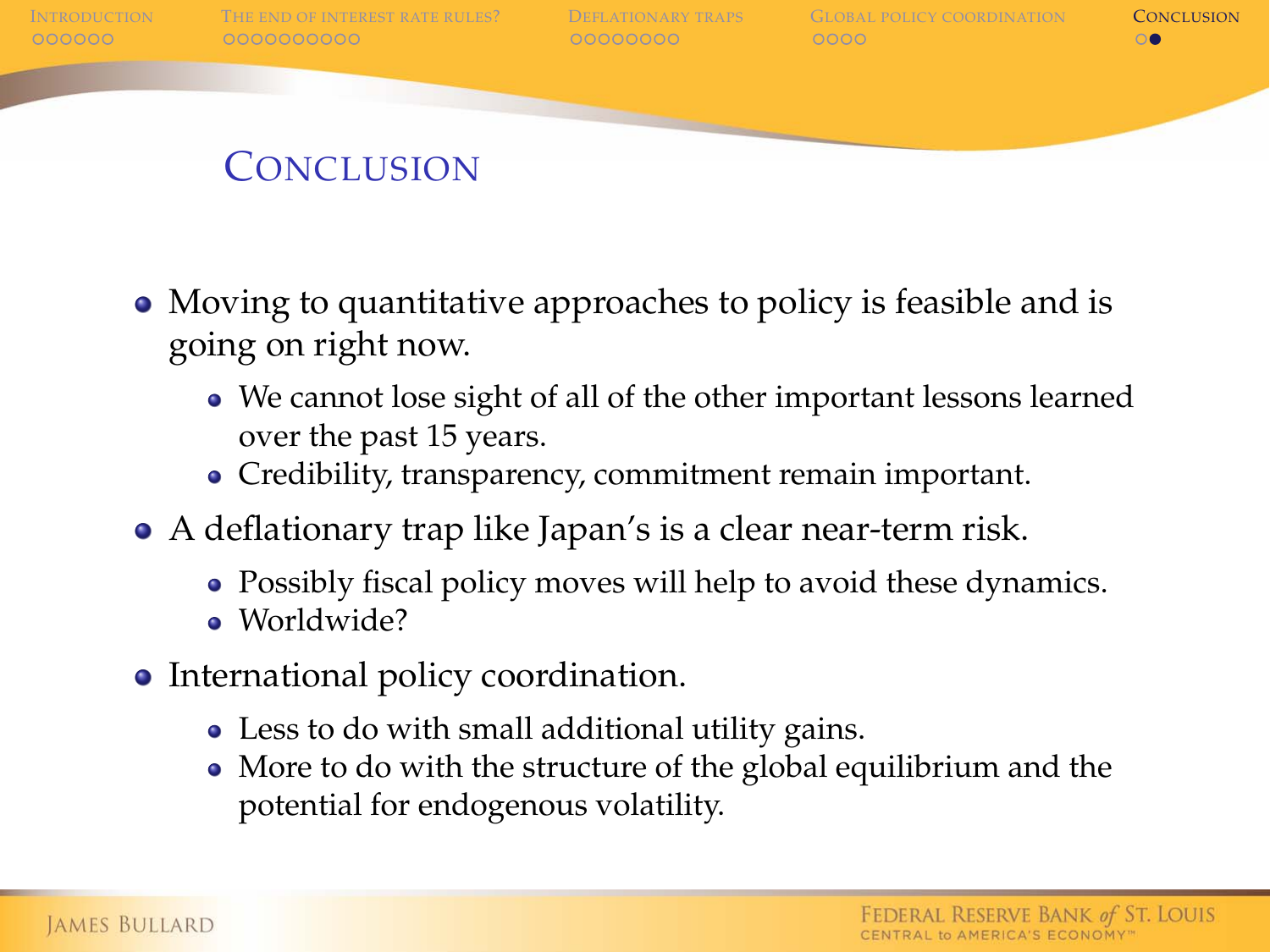## Conclusion

- Moving to quantitative approaches to policy is feasible and is going on right now.
  - We cannot lose sight of all of the other important lessons learned over the past 15 years.
  - Credibility, transparency, commitment remain important.
- A deflationary trap like Japan's is a clear near-term risk.
  - Possibly fiscal policy moves will help to avoid these dynamics.
  - Worldwide?
- International policy coordination.
  - Less to do with small additional utility gains.
  - More to do with the structure of the global equilibrium and the potential for endogenous volatility.